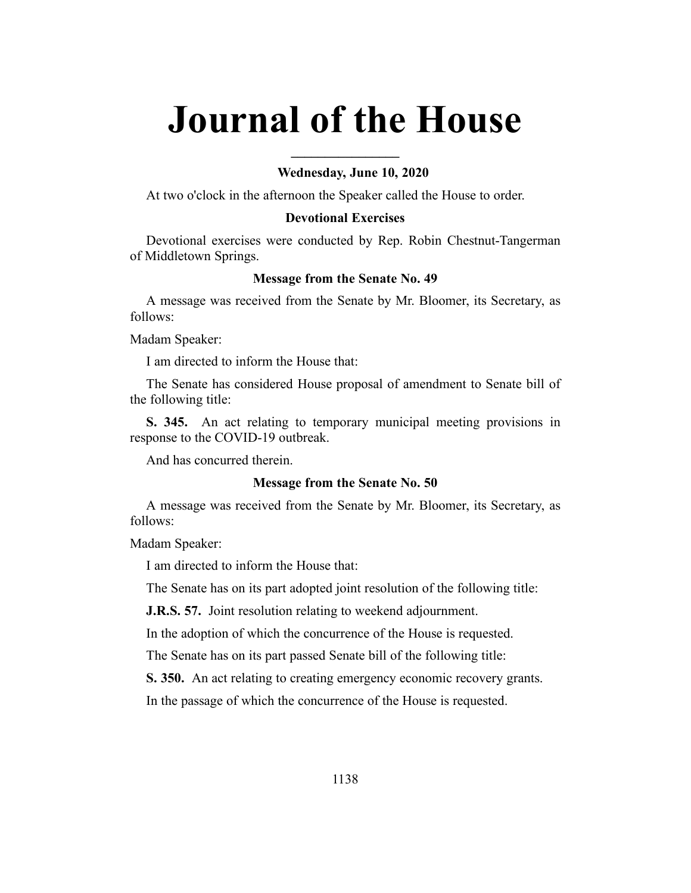# Journal of the House

**Wednesday, June 10, 2020**

At two o'clock in the afternoon the Speaker called the House to order.

### Devotional Exercises

Devotional exercises were conducted by Rep. Robin Chestnut-Tangerman of Middletown Springs.

### Message from the Senate No. 49

A message was received from the Senate by Mr. Bloomer, its Secretary, as follows:

Madam Speaker:

I am directed to inform the House that:

The Senate has considered House proposal of amendment to Senate bill of the following title:

**S. 345.** An act relating to temporary municipal meeting provisions in response to the COVID-19 outbreak.

And has concurred therein.

### Message from the Senate No. 50

A message was received from the Senate by Mr. Bloomer, its Secretary, as follows:

Madam Speaker:

I am directed to inform the House that:

The Senate has on its part adopted joint resolution of the following title:

**J.R.S. 57.** Joint resolution relating to weekend adjournment.

In the adoption of which the concurrence of the House is requested.

The Senate has on its part passed Senate bill of the following title:

**S. 350.** An act relating to creating emergency economic recovery grants.

In the passage of which the concurrence of the House is requested.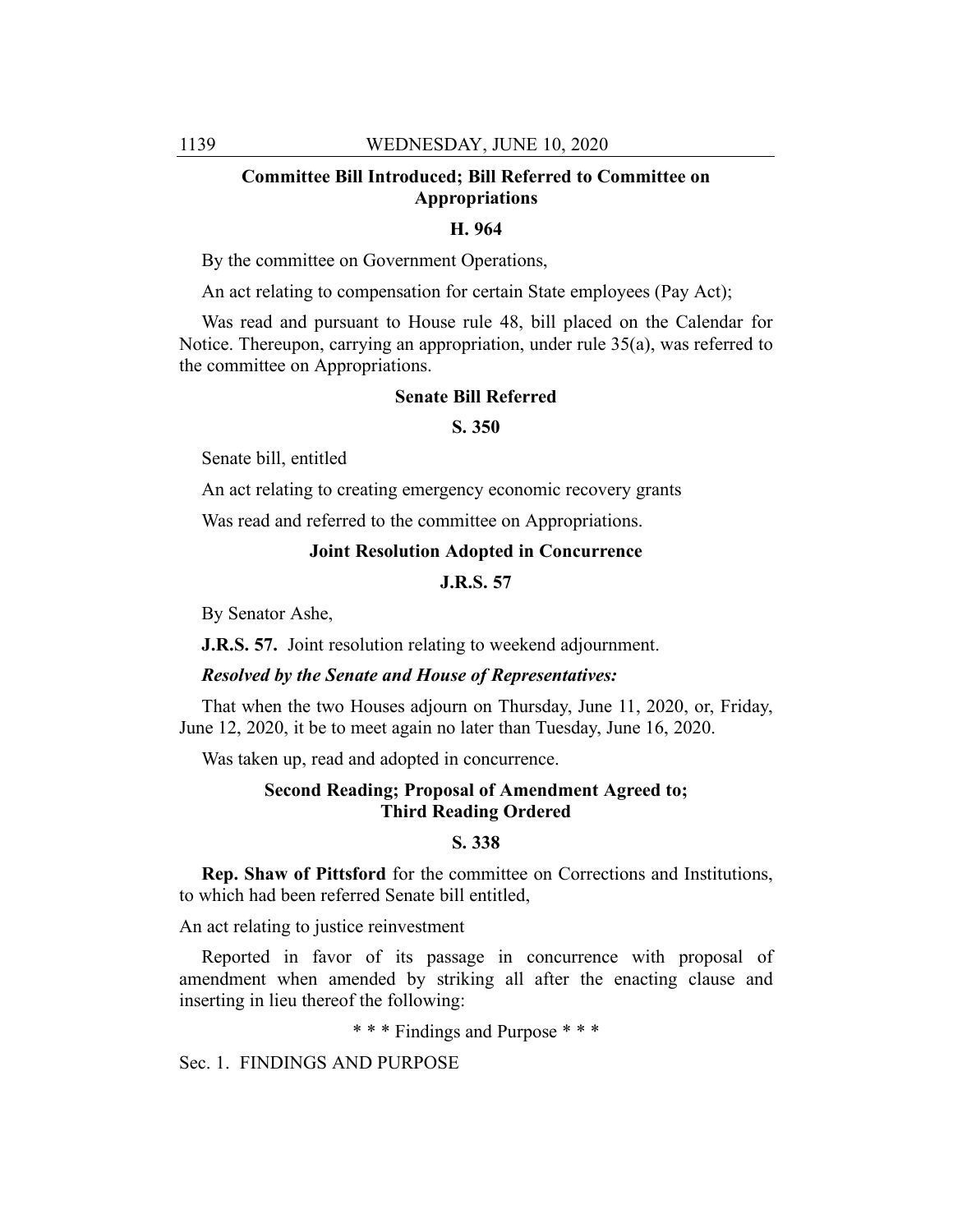## Committee Bill Introduced; Bill Referred to Committee on Appropriations

### H. 964

By the committee on Government Operations,

An act relating to compensation for certain State employees (Pay Act);

Was read and pursuant to House rule 48, bill placed on the Calendar for Notice. Thereupon, carrying an appropriation, under rule 35(a), was referred to the committee on Appropriations.

## Senate Bill Referred

### S. 350

Senate bill, entitled

An act relating to creating emergency economic recovery grants

Was read and referred to the committee on Appropriations.

## Joint Resolution Adopted in Concurrence

### J.R.S. 57

By Senator Ashe,

**J.R.S. 57.** Joint resolution relating to weekend adjournment.

***Resolved by the Senate and House of Representatives:***

That when the two Houses adjourn on Thursday, June 11, 2020, or, Friday, June 12, 2020, it be to meet again no later than Tuesday, June 16, 2020.

Was taken up, read and adopted in concurrence.

## Second Reading; Proposal of Amendment Agreed to; Third Reading Ordered

### S. 338

**Rep. Shaw of Pittsford** for the committee on Corrections and Institutions, to which had been referred Senate bill entitled,

An act relating to justice reinvestment

Reported in favor of its passage in concurrence with proposal of amendment when amended by striking all after the enacting clause and inserting in lieu thereof the following:

\* \* \* Findings and Purpose \* \* \*

Sec. 1. FINDINGS AND PURPOSE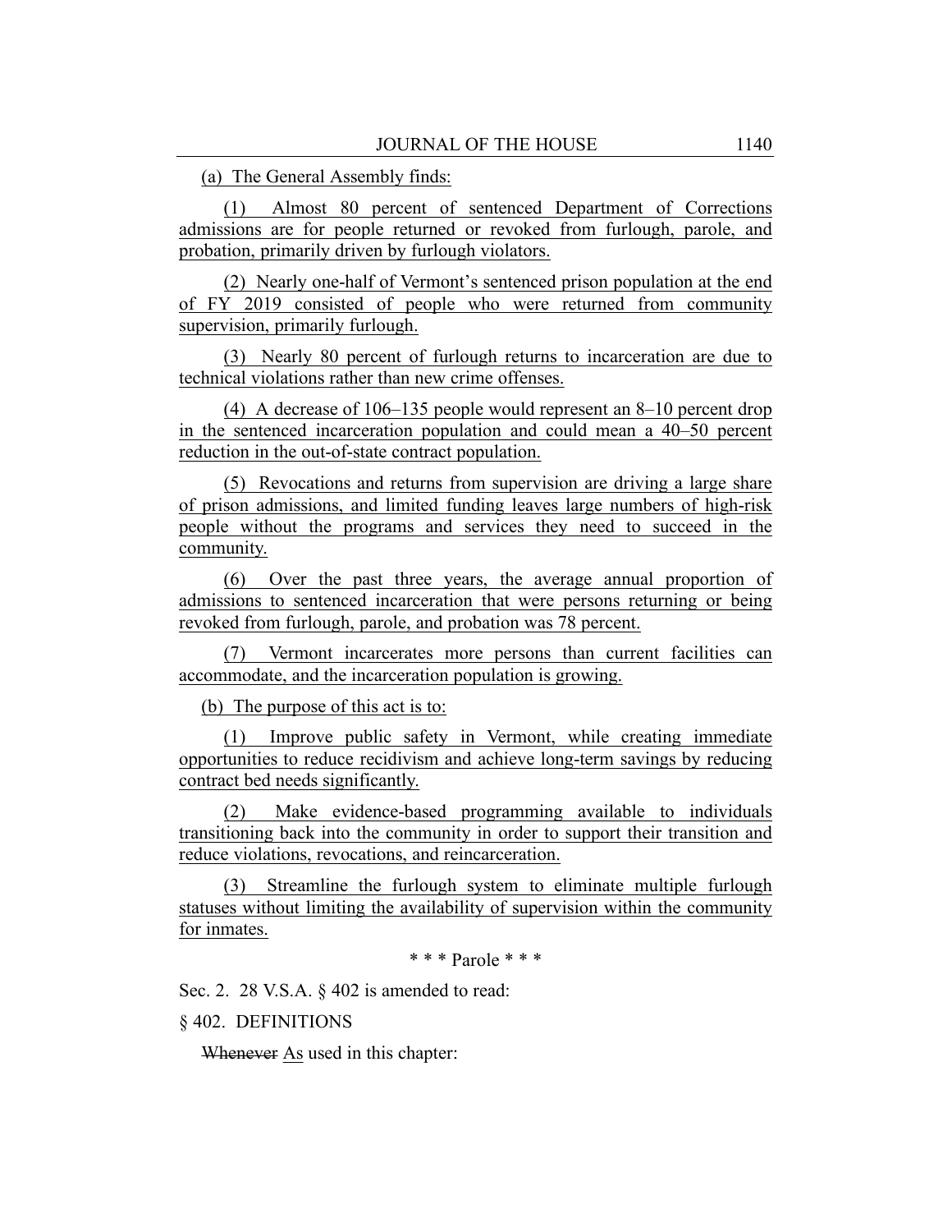(a) The General Assembly finds:

(1) Almost 80 percent of sentenced Department of Corrections admissions are for people returned or revoked from furlough, parole, and probation, primarily driven by furlough violators.

(2) Nearly one-half of Vermont's sentenced prison population at the end of FY 2019 consisted of people who were returned from community supervision, primarily furlough.

(3) Nearly 80 percent of furlough returns to incarceration are due to technical violations rather than new crime offenses.

(4) A decrease of 106–135 people would represent an 8–10 percent drop in the sentenced incarceration population and could mean a 40–50 percent reduction in the out-of-state contract population.

(5) Revocations and returns from supervision are driving a large share of prison admissions, and limited funding leaves large numbers of high-risk people without the programs and services they need to succeed in the community.

(6) Over the past three years, the average annual proportion of admissions to sentenced incarceration that were persons returning or being revoked from furlough, parole, and probation was 78 percent.

(7) Vermont incarcerates more persons than current facilities can accommodate, and the incarceration population is growing.

(b) The purpose of this act is to:

(1) Improve public safety in Vermont, while creating immediate opportunities to reduce recidivism and achieve long-term savings by reducing contract bed needs significantly.

(2) Make evidence-based programming available to individuals transitioning back into the community in order to support their transition and reduce violations, revocations, and reincarceration.

(3) Streamline the furlough system to eliminate multiple furlough statuses without limiting the availability of supervision within the community for inmates.

\* \* \* Parole \* \* \*

Sec. 2. 28 V.S.A. § 402 is amended to read:

§ 402. DEFINITIONS

~~Whenever~~ As used in this chapter: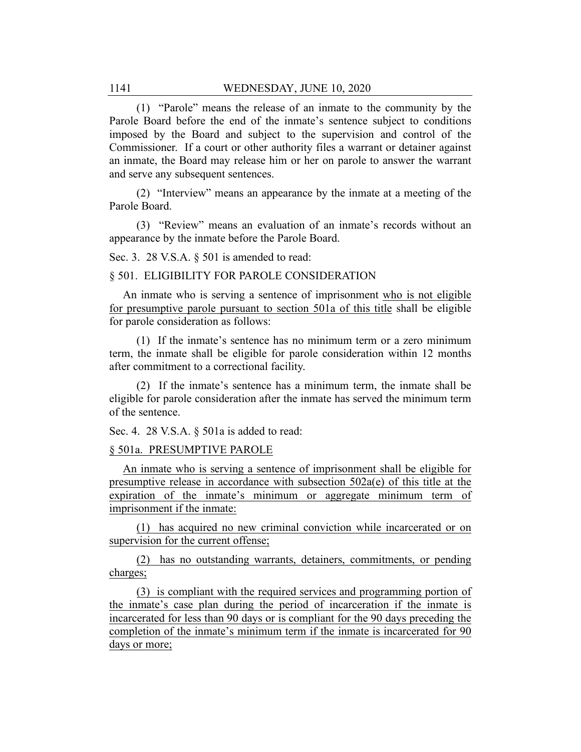(1) "Parole" means the release of an inmate to the community by the Parole Board before the end of the inmate's sentence subject to conditions imposed by the Board and subject to the supervision and control of the Commissioner. If a court or other authority files a warrant or detainer against an inmate, the Board may release him or her on parole to answer the warrant and serve any subsequent sentences.

(2) "Interview" means an appearance by the inmate at a meeting of the Parole Board.

(3) "Review" means an evaluation of an inmate's records without an appearance by the inmate before the Parole Board.

Sec. 3. 28 V.S.A. § 501 is amended to read:

§ 501. ELIGIBILITY FOR PAROLE CONSIDERATION

An inmate who is serving a sentence of imprisonment who is not eligible for presumptive parole pursuant to section 501a of this title shall be eligible for parole consideration as follows:

(1) If the inmate's sentence has no minimum term or a zero minimum term, the inmate shall be eligible for parole consideration within 12 months after commitment to a correctional facility.

(2) If the inmate's sentence has a minimum term, the inmate shall be eligible for parole consideration after the inmate has served the minimum term of the sentence.

Sec. 4. 28 V.S.A. § 501a is added to read:

§ 501a. PRESUMPTIVE PAROLE

An inmate who is serving a sentence of imprisonment shall be eligible for presumptive release in accordance with subsection 502a(e) of this title at the expiration of the inmate's minimum or aggregate minimum term of imprisonment if the inmate:

(1) has acquired no new criminal conviction while incarcerated or on supervision for the current offense;

(2) has no outstanding warrants, detainers, commitments, or pending charges;

(3) is compliant with the required services and programming portion of the inmate's case plan during the period of incarceration if the inmate is incarcerated for less than 90 days or is compliant for the 90 days preceding the completion of the inmate's minimum term if the inmate is incarcerated for 90 days or more;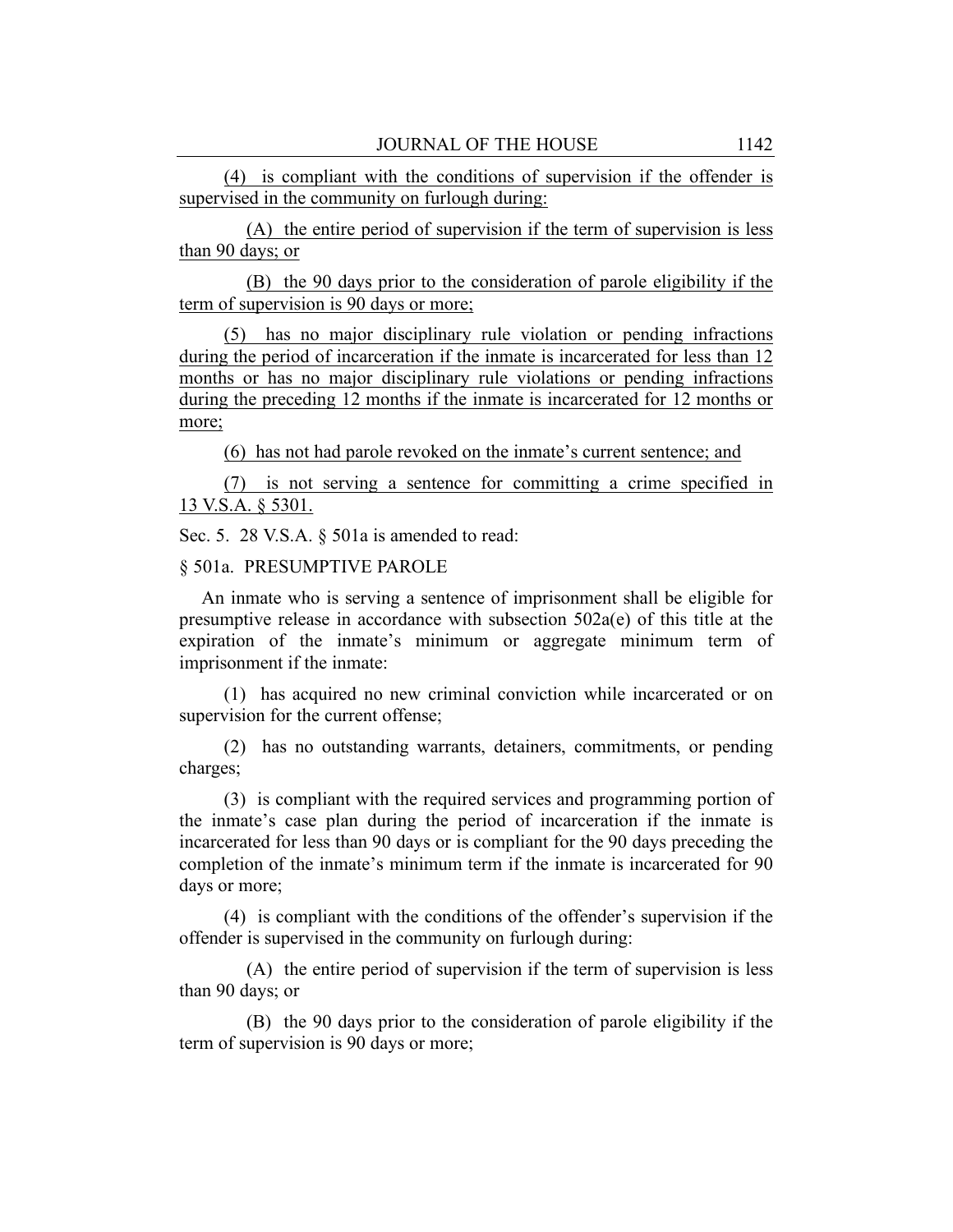(4) is compliant with the conditions of supervision if the offender is supervised in the community on furlough during:

(A) the entire period of supervision if the term of supervision is less than 90 days; or

(B) the 90 days prior to the consideration of parole eligibility if the term of supervision is 90 days or more;

(5) has no major disciplinary rule violation or pending infractions during the period of incarceration if the inmate is incarcerated for less than 12 months or has no major disciplinary rule violations or pending infractions during the preceding 12 months if the inmate is incarcerated for 12 months or more;

(6) has not had parole revoked on the inmate's current sentence; and

(7) is not serving a sentence for committing a crime specified in 13 V.S.A. § 5301.

Sec. 5. 28 V.S.A. § 501a is amended to read:

§ 501a. PRESUMPTIVE PAROLE

An inmate who is serving a sentence of imprisonment shall be eligible for presumptive release in accordance with subsection 502a(e) of this title at the expiration of the inmate's minimum or aggregate minimum term of imprisonment if the inmate:

(1) has acquired no new criminal conviction while incarcerated or on supervision for the current offense;

(2) has no outstanding warrants, detainers, commitments, or pending charges;

(3) is compliant with the required services and programming portion of the inmate's case plan during the period of incarceration if the inmate is incarcerated for less than 90 days or is compliant for the 90 days preceding the completion of the inmate's minimum term if the inmate is incarcerated for 90 days or more;

(4) is compliant with the conditions of the offender's supervision if the offender is supervised in the community on furlough during:

(A) the entire period of supervision if the term of supervision is less than 90 days; or

(B) the 90 days prior to the consideration of parole eligibility if the term of supervision is 90 days or more;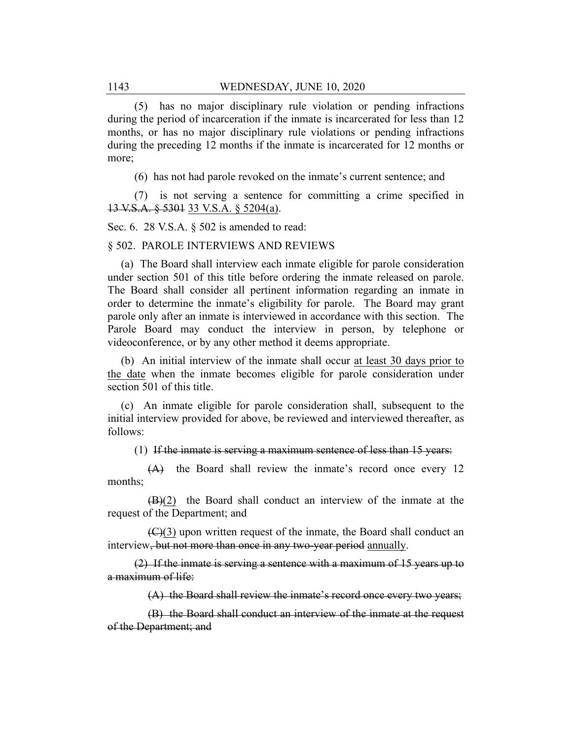(5) has no major disciplinary rule violation or pending infractions during the period of incarceration if the inmate is incarcerated for less than 12 months, or has no major disciplinary rule violations or pending infractions during the preceding 12 months if the inmate is incarcerated for 12 months or more;

(6) has not had parole revoked on the inmate's current sentence; and

(7) is not serving a sentence for committing a crime specified in ~~13 V.S.A. § 5301~~ <u>33 V.S.A. § 5204(a)</u>.

Sec. 6. 28 V.S.A. § 502 is amended to read:

§ 502. PAROLE INTERVIEWS AND REVIEWS

(a) The Board shall interview each inmate eligible for parole consideration under section 501 of this title before ordering the inmate released on parole. The Board shall consider all pertinent information regarding an inmate in order to determine the inmate's eligibility for parole. The Board may grant parole only after an inmate is interviewed in accordance with this section. The Parole Board may conduct the interview in person, by telephone or videoconference, or by any other method it deems appropriate.

(b) An initial interview of the inmate shall occur <u>at least 30 days prior to the date</u> when the inmate becomes eligible for parole consideration under section 501 of this title.

(c) An inmate eligible for parole consideration shall, subsequent to the initial interview provided for above, be reviewed and interviewed thereafter, as follows:

(1) ~~If the inmate is serving a maximum sentence of less than 15 years:~~

~~(A)~~ the Board shall review the inmate's record once every 12 months;

~~(B)~~<u>(2)</u> the Board shall conduct an interview of the inmate at the request of the Department; and

~~(C)~~<u>(3)</u> upon written request of the inmate, the Board shall conduct an interview~~, but not more than once in any two-year period~~ <u>annually</u>.

~~(2) If the inmate is serving a sentence with a maximum of 15 years up to a maximum of life:~~

~~(A) the Board shall review the inmate's record once every two years;~~

~~(B) the Board shall conduct an interview of the inmate at the request of the Department; and~~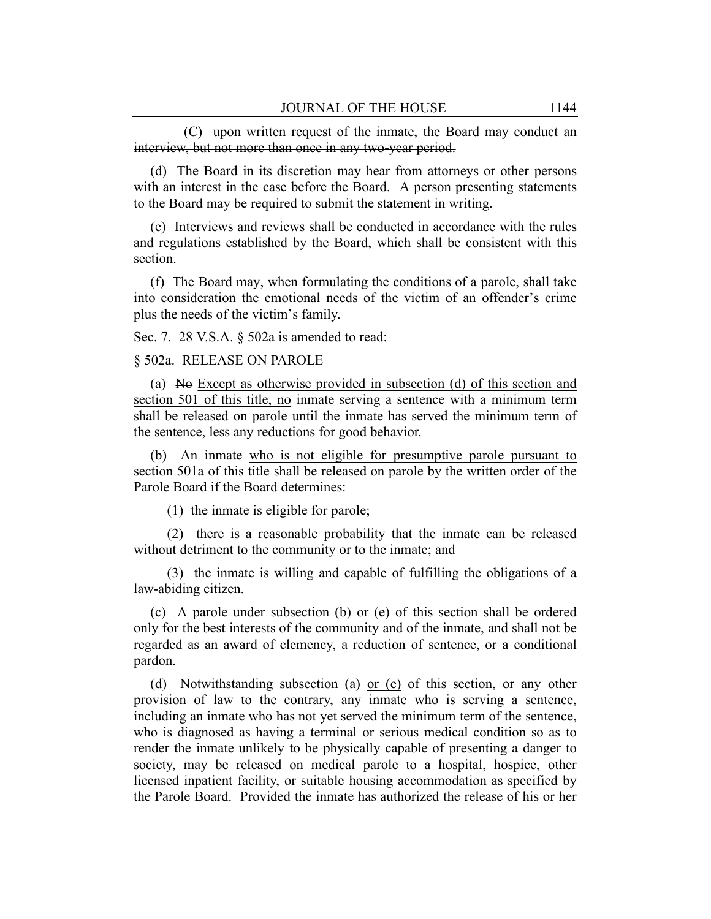~~(C) upon written request of the inmate, the Board may conduct an interview, but not more than once in any two-year period.~~

(d) The Board in its discretion may hear from attorneys or other persons with an interest in the case before the Board. A person presenting statements to the Board may be required to submit the statement in writing.

(e) Interviews and reviews shall be conducted in accordance with the rules and regulations established by the Board, which shall be consistent with this section.

(f) The Board ~~may~~, when formulating the conditions of a parole, shall take into consideration the emotional needs of the victim of an offender's crime plus the needs of the victim's family.

Sec. 7. 28 V.S.A. § 502a is amended to read:

§ 502a. RELEASE ON PAROLE

(a) ~~No~~ <u>Except as otherwise provided in subsection (d) of this section and section 501 of this title, no</u> inmate serving a sentence with a minimum term shall be released on parole until the inmate has served the minimum term of the sentence, less any reductions for good behavior.

(b) An inmate <u>who is not eligible for presumptive parole pursuant to section 501a of this title</u> shall be released on parole by the written order of the Parole Board if the Board determines:

(1) the inmate is eligible for parole;

(2) there is a reasonable probability that the inmate can be released without detriment to the community or to the inmate; and

(3) the inmate is willing and capable of fulfilling the obligations of a law-abiding citizen.

(c) A parole <u>under subsection (b) or (e) of this section</u> shall be ordered only for the best interests of the community and of the inmate~~,~~ and shall not be regarded as an award of clemency, a reduction of sentence, or a conditional pardon.

(d) Notwithstanding subsection (a) <u>or (e)</u> of this section, or any other provision of law to the contrary, any inmate who is serving a sentence, including an inmate who has not yet served the minimum term of the sentence, who is diagnosed as having a terminal or serious medical condition so as to render the inmate unlikely to be physically capable of presenting a danger to society, may be released on medical parole to a hospital, hospice, other licensed inpatient facility, or suitable housing accommodation as specified by the Parole Board. Provided the inmate has authorized the release of his or her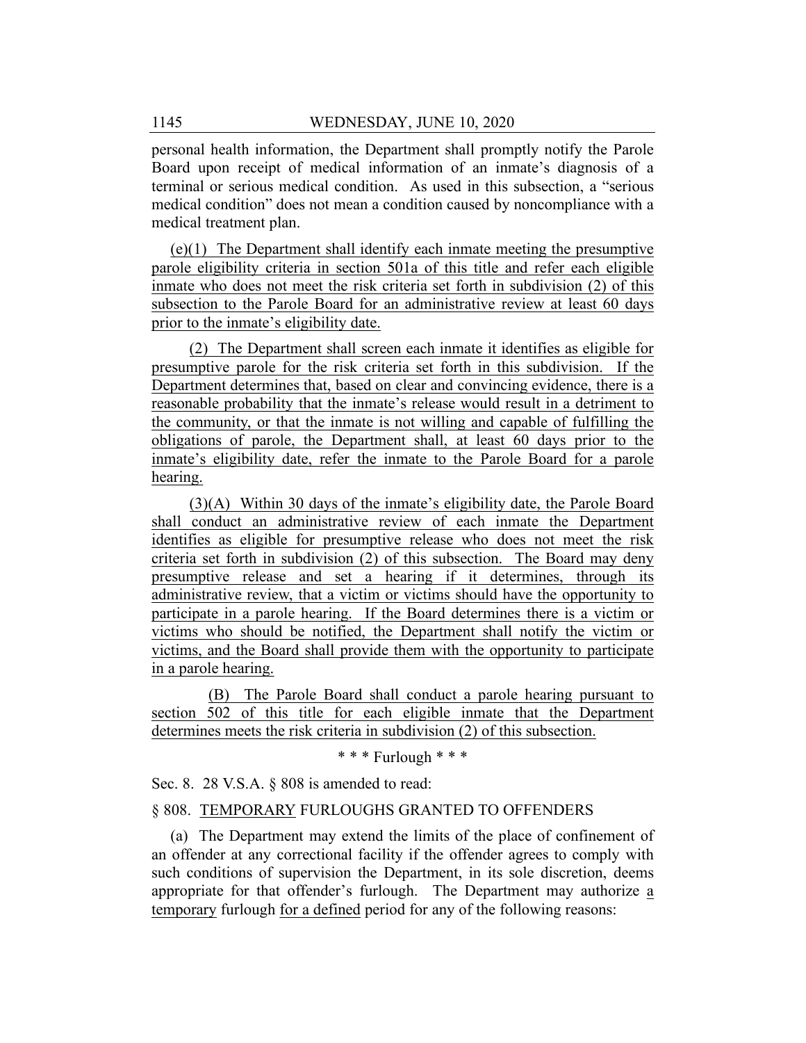personal health information, the Department shall promptly notify the Parole Board upon receipt of medical information of an inmate's diagnosis of a terminal or serious medical condition. As used in this subsection, a "serious medical condition" does not mean a condition caused by noncompliance with a medical treatment plan.

(e)(1) The Department shall identify each inmate meeting the presumptive parole eligibility criteria in section 501a of this title and refer each eligible inmate who does not meet the risk criteria set forth in subdivision (2) of this subsection to the Parole Board for an administrative review at least 60 days prior to the inmate's eligibility date.

(2) The Department shall screen each inmate it identifies as eligible for presumptive parole for the risk criteria set forth in this subdivision. If the Department determines that, based on clear and convincing evidence, there is a reasonable probability that the inmate's release would result in a detriment to the community, or that the inmate is not willing and capable of fulfilling the obligations of parole, the Department shall, at least 60 days prior to the inmate's eligibility date, refer the inmate to the Parole Board for a parole hearing.

(3)(A) Within 30 days of the inmate's eligibility date, the Parole Board shall conduct an administrative review of each inmate the Department identifies as eligible for presumptive release who does not meet the risk criteria set forth in subdivision (2) of this subsection. The Board may deny presumptive release and set a hearing if it determines, through its administrative review, that a victim or victims should have the opportunity to participate in a parole hearing. If the Board determines there is a victim or victims who should be notified, the Department shall notify the victim or victims, and the Board shall provide them with the opportunity to participate in a parole hearing.

(B) The Parole Board shall conduct a parole hearing pursuant to section 502 of this title for each eligible inmate that the Department determines meets the risk criteria in subdivision (2) of this subsection.

\* \* \* Furlough \* \* \*

Sec. 8. 28 V.S.A. § 808 is amended to read:

§ 808. TEMPORARY FURLOUGHS GRANTED TO OFFENDERS

(a) The Department may extend the limits of the place of confinement of an offender at any correctional facility if the offender agrees to comply with such conditions of supervision the Department, in its sole discretion, deems appropriate for that offender's furlough. The Department may authorize a temporary furlough for a defined period for any of the following reasons: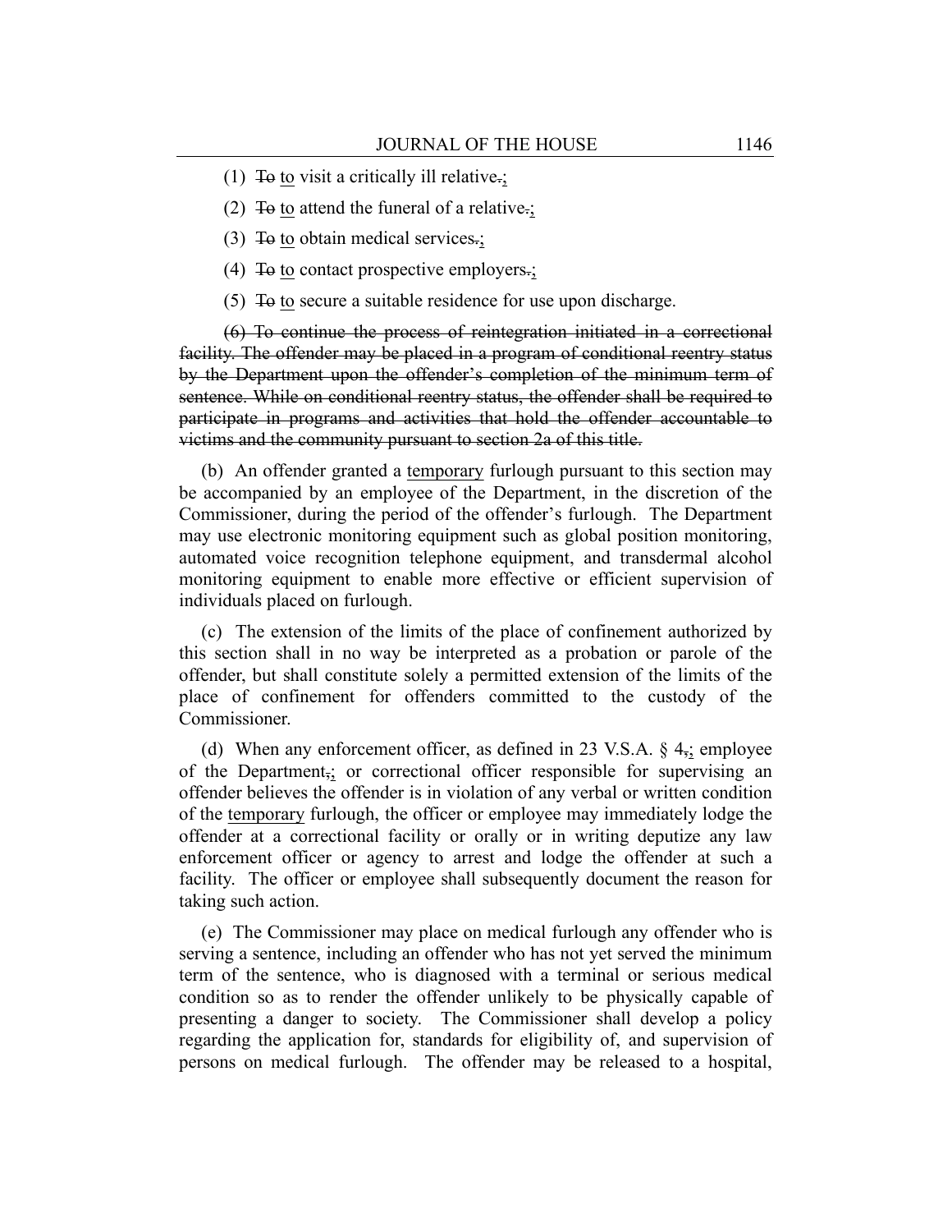(1) ~~To~~ to visit a critically ill relative~~.~~;

(2) ~~To~~ to attend the funeral of a relative~~.~~;

(3) ~~To~~ to obtain medical services~~.~~;

(4) ~~To~~ to contact prospective employers~~.~~;

(5) ~~To~~ to secure a suitable residence for use upon discharge.

~~(6) To continue the process of reintegration initiated in a correctional facility. The offender may be placed in a program of conditional reentry status by the Department upon the offender's completion of the minimum term of sentence. While on conditional reentry status, the offender shall be required to participate in programs and activities that hold the offender accountable to victims and the community pursuant to section 2a of this title.~~

(b) An offender granted a temporary furlough pursuant to this section may be accompanied by an employee of the Department, in the discretion of the Commissioner, during the period of the offender's furlough. The Department may use electronic monitoring equipment such as global position monitoring, automated voice recognition telephone equipment, and transdermal alcohol monitoring equipment to enable more effective or efficient supervision of individuals placed on furlough.

(c) The extension of the limits of the place of confinement authorized by this section shall in no way be interpreted as a probation or parole of the offender, but shall constitute solely a permitted extension of the limits of the place of confinement for offenders committed to the custody of the Commissioner.

(d) When any enforcement officer, as defined in 23 V.S.A. § 4~~,~~; employee of the Department~~,~~; or correctional officer responsible for supervising an offender believes the offender is in violation of any verbal or written condition of the temporary furlough, the officer or employee may immediately lodge the offender at a correctional facility or orally or in writing deputize any law enforcement officer or agency to arrest and lodge the offender at such a facility. The officer or employee shall subsequently document the reason for taking such action.

(e) The Commissioner may place on medical furlough any offender who is serving a sentence, including an offender who has not yet served the minimum term of the sentence, who is diagnosed with a terminal or serious medical condition so as to render the offender unlikely to be physically capable of presenting a danger to society. The Commissioner shall develop a policy regarding the application for, standards for eligibility of, and supervision of persons on medical furlough. The offender may be released to a hospital,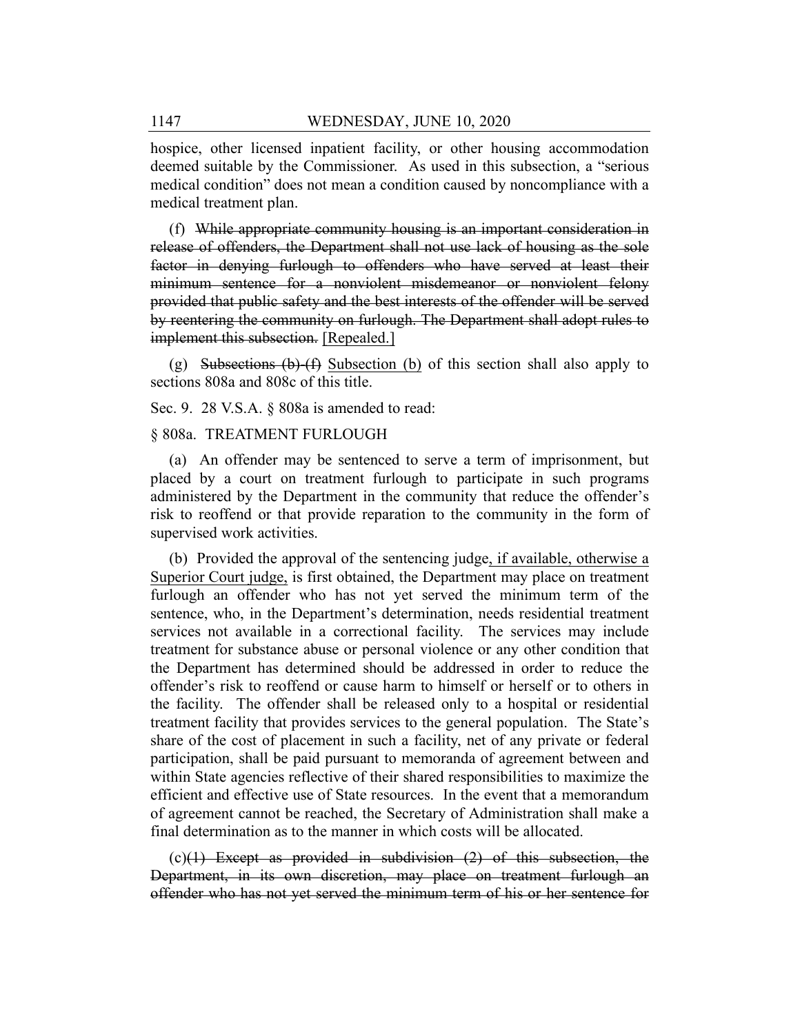hospice, other licensed inpatient facility, or other housing accommodation deemed suitable by the Commissioner. As used in this subsection, a "serious medical condition" does not mean a condition caused by noncompliance with a medical treatment plan.

(f) ~~While appropriate community housing is an important consideration in release of offenders, the Department shall not use lack of housing as the sole factor in denying furlough to offenders who have served at least their minimum sentence for a nonviolent misdemeanor or nonviolent felony provided that public safety and the best interests of the offender will be served by reentering the community on furlough. The Department shall adopt rules to implement this subsection.~~ [Repealed.]

(g) ~~Subsections (b)-(f)~~ Subsection (b) of this section shall also apply to sections 808a and 808c of this title.

Sec. 9. 28 V.S.A. § 808a is amended to read:

§ 808a. TREATMENT FURLOUGH

(a) An offender may be sentenced to serve a term of imprisonment, but placed by a court on treatment furlough to participate in such programs administered by the Department in the community that reduce the offender's risk to reoffend or that provide reparation to the community in the form of supervised work activities.

(b) Provided the approval of the sentencing judge, if available, otherwise a Superior Court judge, is first obtained, the Department may place on treatment furlough an offender who has not yet served the minimum term of the sentence, who, in the Department's determination, needs residential treatment services not available in a correctional facility. The services may include treatment for substance abuse or personal violence or any other condition that the Department has determined should be addressed in order to reduce the offender's risk to reoffend or cause harm to himself or herself or to others in the facility. The offender shall be released only to a hospital or residential treatment facility that provides services to the general population. The State's share of the cost of placement in such a facility, net of any private or federal participation, shall be paid pursuant to memoranda of agreement between and within State agencies reflective of their shared responsibilities to maximize the efficient and effective use of State resources. In the event that a memorandum of agreement cannot be reached, the Secretary of Administration shall make a final determination as to the manner in which costs will be allocated.

(c)~~(1) Except as provided in subdivision (2) of this subsection, the Department, in its own discretion, may place on treatment furlough an offender who has not yet served the minimum term of his or her sentence for~~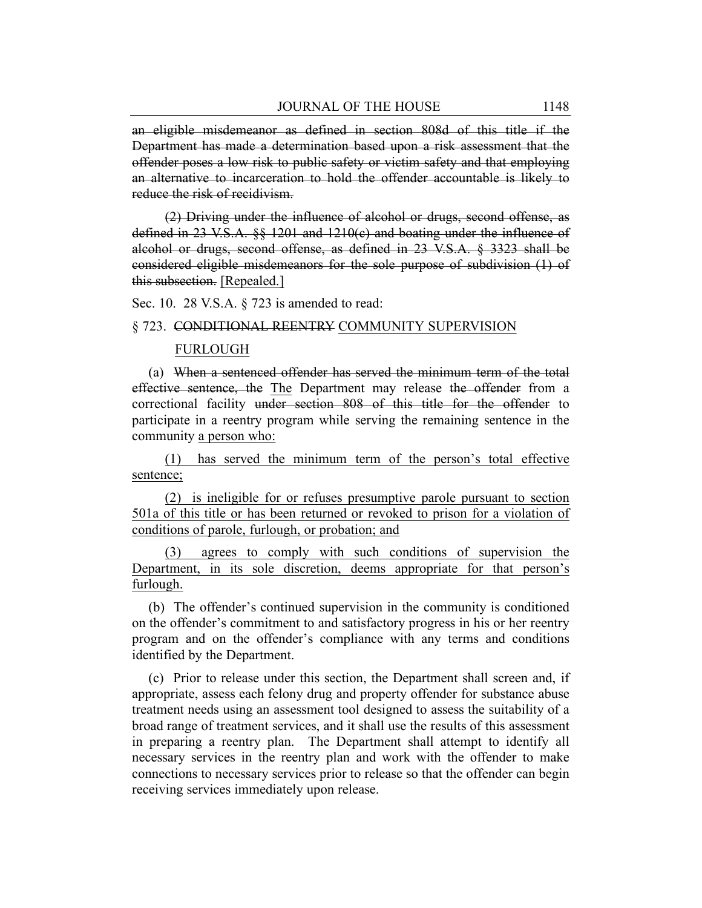~~an eligible misdemeanor as defined in section 808d of this title if the Department has made a determination based upon a risk assessment that the offender poses a low risk to public safety or victim safety and that employing an alternative to incarceration to hold the offender accountable is likely to reduce the risk of recidivism.~~

~~(2) Driving under the influence of alcohol or drugs, second offense, as defined in 23 V.S.A. §§ 1201 and 1210(c) and boating under the influence of alcohol or drugs, second offense, as defined in 23 V.S.A. § 3323 shall be considered eligible misdemeanors for the sole purpose of subdivision (1) of this subsection.~~ [Repealed.]

Sec. 10. 28 V.S.A. § 723 is amended to read:

§ 723. ~~CONDITIONAL REENTRY~~ <u>COMMUNITY SUPERVISION FURLOUGH</u>

(a) ~~When a sentenced offender has served the minimum term of the total effective sentence, the~~ <u>The</u> Department may release ~~the offender~~ from a correctional facility ~~under section 808 of this title for the offender~~ to participate in a reentry program while serving the remaining sentence in the community <u>a person who:</u>

<u>(1) has served the minimum term of the person's total effective sentence;</u>

<u>(2) is ineligible for or refuses presumptive parole pursuant to section 501a of this title or has been returned or revoked to prison for a violation of conditions of parole, furlough, or probation; and</u>

<u>(3) agrees to comply with such conditions of supervision the Department, in its sole discretion, deems appropriate for that person's furlough.</u>

(b) The offender's continued supervision in the community is conditioned on the offender's commitment to and satisfactory progress in his or her reentry program and on the offender's compliance with any terms and conditions identified by the Department.

(c) Prior to release under this section, the Department shall screen and, if appropriate, assess each felony drug and property offender for substance abuse treatment needs using an assessment tool designed to assess the suitability of a broad range of treatment services, and it shall use the results of this assessment in preparing a reentry plan. The Department shall attempt to identify all necessary services in the reentry plan and work with the offender to make connections to necessary services prior to release so that the offender can begin receiving services immediately upon release.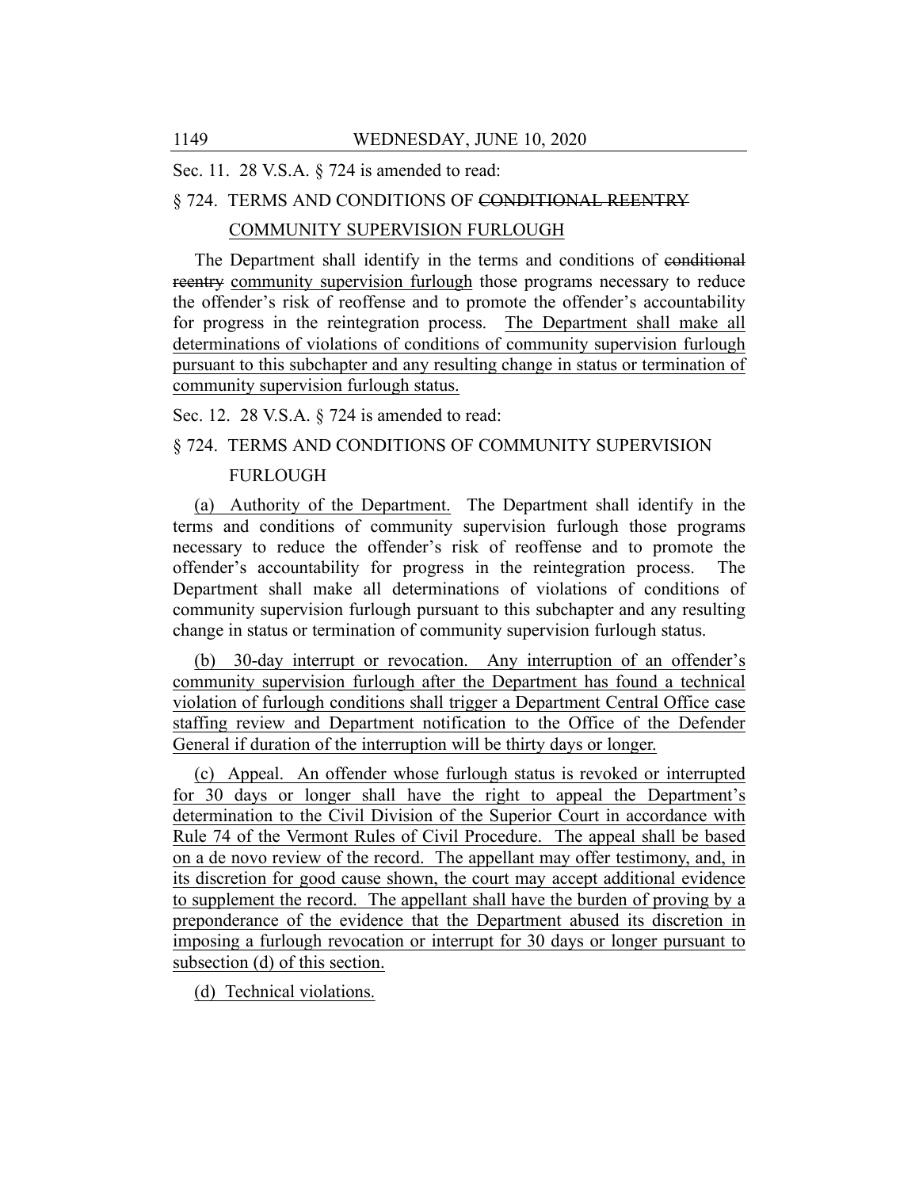Sec. 11. 28 V.S.A. § 724 is amended to read:

§ 724. TERMS AND CONDITIONS OF ~~CONDITIONAL REENTRY~~ COMMUNITY SUPERVISION FURLOUGH

The Department shall identify in the terms and conditions of ~~conditional reentry~~ community supervision furlough those programs necessary to reduce the offender's risk of reoffense and to promote the offender's accountability for progress in the reintegration process. The Department shall make all determinations of violations of conditions of community supervision furlough pursuant to this subchapter and any resulting change in status or termination of community supervision furlough status.

Sec. 12. 28 V.S.A. § 724 is amended to read:

§ 724. TERMS AND CONDITIONS OF COMMUNITY SUPERVISION FURLOUGH

(a) Authority of the Department. The Department shall identify in the terms and conditions of community supervision furlough those programs necessary to reduce the offender's risk of reoffense and to promote the offender's accountability for progress in the reintegration process. The Department shall make all determinations of violations of conditions of community supervision furlough pursuant to this subchapter and any resulting change in status or termination of community supervision furlough status.

(b) 30-day interrupt or revocation. Any interruption of an offender's community supervision furlough after the Department has found a technical violation of furlough conditions shall trigger a Department Central Office case staffing review and Department notification to the Office of the Defender General if duration of the interruption will be thirty days or longer.

(c) Appeal. An offender whose furlough status is revoked or interrupted for 30 days or longer shall have the right to appeal the Department's determination to the Civil Division of the Superior Court in accordance with Rule 74 of the Vermont Rules of Civil Procedure. The appeal shall be based on a de novo review of the record. The appellant may offer testimony, and, in its discretion for good cause shown, the court may accept additional evidence to supplement the record. The appellant shall have the burden of proving by a preponderance of the evidence that the Department abused its discretion in imposing a furlough revocation or interrupt for 30 days or longer pursuant to subsection (d) of this section.

(d) Technical violations.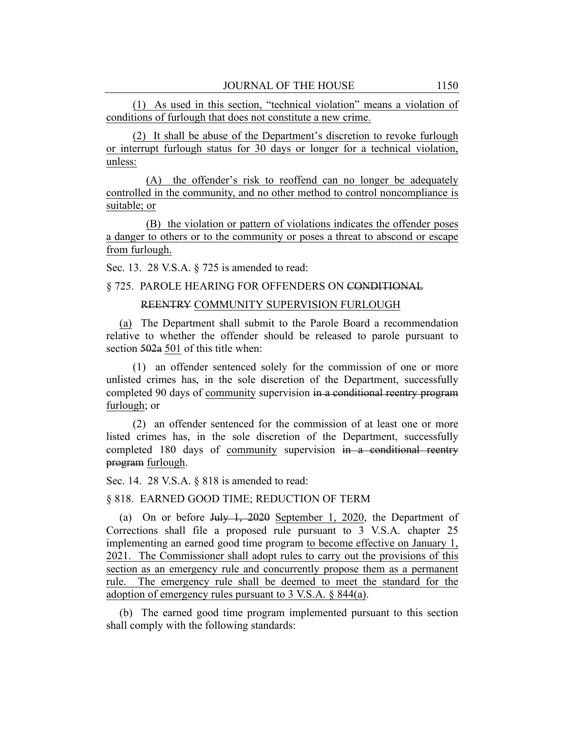(1) As used in this section, "technical violation" means a violation of conditions of furlough that does not constitute a new crime.

(2) It shall be abuse of the Department's discretion to revoke furlough or interrupt furlough status for 30 days or longer for a technical violation, unless:

(A) the offender's risk to reoffend can no longer be adequately controlled in the community, and no other method to control noncompliance is suitable; or

(B) the violation or pattern of violations indicates the offender poses a danger to others or to the community or poses a threat to abscond or escape from furlough.

Sec. 13. 28 V.S.A. § 725 is amended to read:

§ 725. PAROLE HEARING FOR OFFENDERS ON ~~CONDITIONAL REENTRY~~ COMMUNITY SUPERVISION FURLOUGH

(a) The Department shall submit to the Parole Board a recommendation relative to whether the offender should be released to parole pursuant to section ~~502a~~ 501 of this title when:

(1) an offender sentenced solely for the commission of one or more unlisted crimes has, in the sole discretion of the Department, successfully completed 90 days of community supervision ~~in a conditional reentry program~~ furlough; or

(2) an offender sentenced for the commission of at least one or more listed crimes has, in the sole discretion of the Department, successfully completed 180 days of community supervision ~~in a conditional reentry program~~ furlough.

Sec. 14. 28 V.S.A. § 818 is amended to read:

§ 818. EARNED GOOD TIME; REDUCTION OF TERM

(a) On or before ~~July 1, 2020~~ September 1, 2020, the Department of Corrections shall file a proposed rule pursuant to 3 V.S.A. chapter 25 implementing an earned good time program to become effective on January 1, 2021. The Commissioner shall adopt rules to carry out the provisions of this section as an emergency rule and concurrently propose them as a permanent rule. The emergency rule shall be deemed to meet the standard for the adoption of emergency rules pursuant to 3 V.S.A. § 844(a).

(b) The earned good time program implemented pursuant to this section shall comply with the following standards: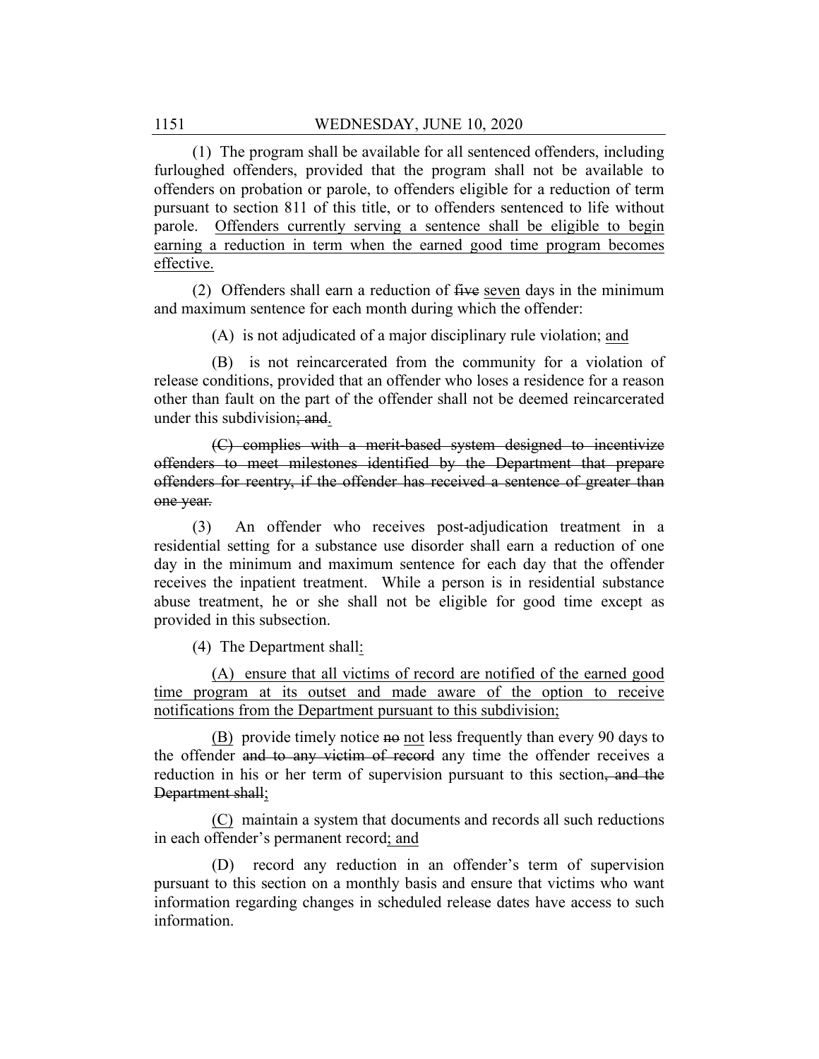(1) The program shall be available for all sentenced offenders, including furloughed offenders, provided that the program shall not be available to offenders on probation or parole, to offenders eligible for a reduction of term pursuant to section 811 of this title, or to offenders sentenced to life without parole. <u>Offenders currently serving a sentence shall be eligible to begin earning a reduction in term when the earned good time program becomes effective.</u>

(2) Offenders shall earn a reduction of ~~five~~ <u>seven</u> days in the minimum and maximum sentence for each month during which the offender:

(A) is not adjudicated of a major disciplinary rule violation; <u>and</u>

(B) is not reincarcerated from the community for a violation of release conditions, provided that an offender who loses a residence for a reason other than fault on the part of the offender shall not be deemed reincarcerated under this subdivision~~; and~~<u>.</u>

~~(C) complies with a merit-based system designed to incentivize offenders to meet milestones identified by the Department that prepare offenders for reentry, if the offender has received a sentence of greater than one year.~~

(3) An offender who receives post-adjudication treatment in a residential setting for a substance use disorder shall earn a reduction of one day in the minimum and maximum sentence for each day that the offender receives the inpatient treatment. While a person is in residential substance abuse treatment, he or she shall not be eligible for good time except as provided in this subsection.

(4) The Department shall<u>:</u>

<u>(A) ensure that all victims of record are notified of the earned good time program at its outset and made aware of the option to receive notifications from the Department pursuant to this subdivision;</u>

<u>(B)</u> provide timely notice ~~no~~ <u>not</u> less frequently than every 90 days to the offender ~~and to any victim of record~~ any time the offender receives a reduction in his or her term of supervision pursuant to this section~~, and the Department shall~~<u>;</u>

<u>(C)</u> maintain a system that documents and records all such reductions in each offender's permanent record<u>; and</u>

<u>(D) record any reduction in an offender's term of supervision pursuant to this section on a monthly basis and ensure that victims who want information regarding changes in scheduled release dates have access to such information.</u>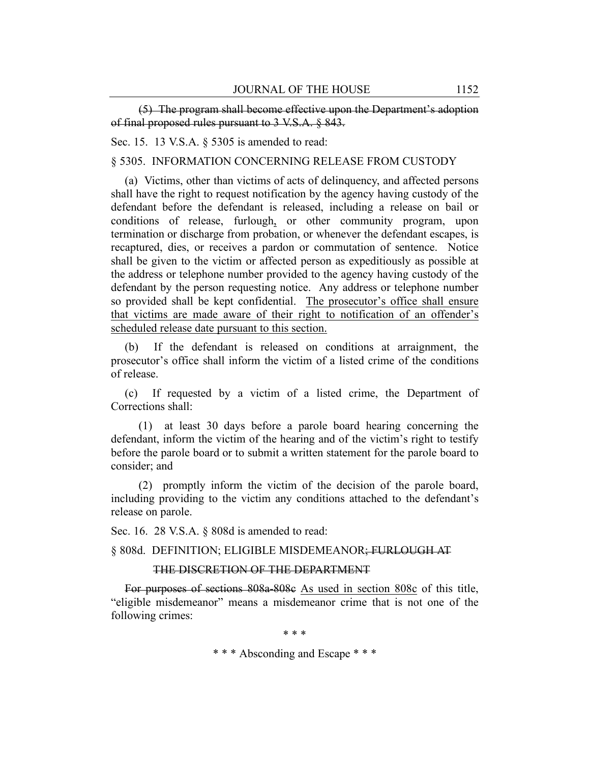~~(5) The program shall become effective upon the Department's adoption of final proposed rules pursuant to 3 V.S.A. § 843.~~

Sec. 15. 13 V.S.A. § 5305 is amended to read:

§ 5305. INFORMATION CONCERNING RELEASE FROM CUSTODY

(a) Victims, other than victims of acts of delinquency, and affected persons shall have the right to request notification by the agency having custody of the defendant before the defendant is released, including a release on bail or conditions of release, furlough, or other community program, upon termination or discharge from probation, or whenever the defendant escapes, is recaptured, dies, or receives a pardon or commutation of sentence. Notice shall be given to the victim or affected person as expeditiously as possible at the address or telephone number provided to the agency having custody of the defendant by the person requesting notice. Any address or telephone number so provided shall be kept confidential. <u>The prosecutor's office shall ensure that victims are made aware of their right to notification of an offender's scheduled release date pursuant to this section.</u>

(b) If the defendant is released on conditions at arraignment, the prosecutor's office shall inform the victim of a listed crime of the conditions of release.

(c) If requested by a victim of a listed crime, the Department of Corrections shall:

(1) at least 30 days before a parole board hearing concerning the defendant, inform the victim of the hearing and of the victim's right to testify before the parole board or to submit a written statement for the parole board to consider; and

(2) promptly inform the victim of the decision of the parole board, including providing to the victim any conditions attached to the defendant's release on parole.

Sec. 16. 28 V.S.A. § 808d is amended to read:

§ 808d. DEFINITION; ELIGIBLE MISDEMEANOR~~; FURLOUGH AT THE DISCRETION OF THE DEPARTMENT~~

~~For purposes of sections 808a-808c~~ <u>As used in section 808c</u> of this title, "eligible misdemeanor" means a misdemeanor crime that is not one of the following crimes:

\* \* \*

\* \* \* Absconding and Escape \* \* \*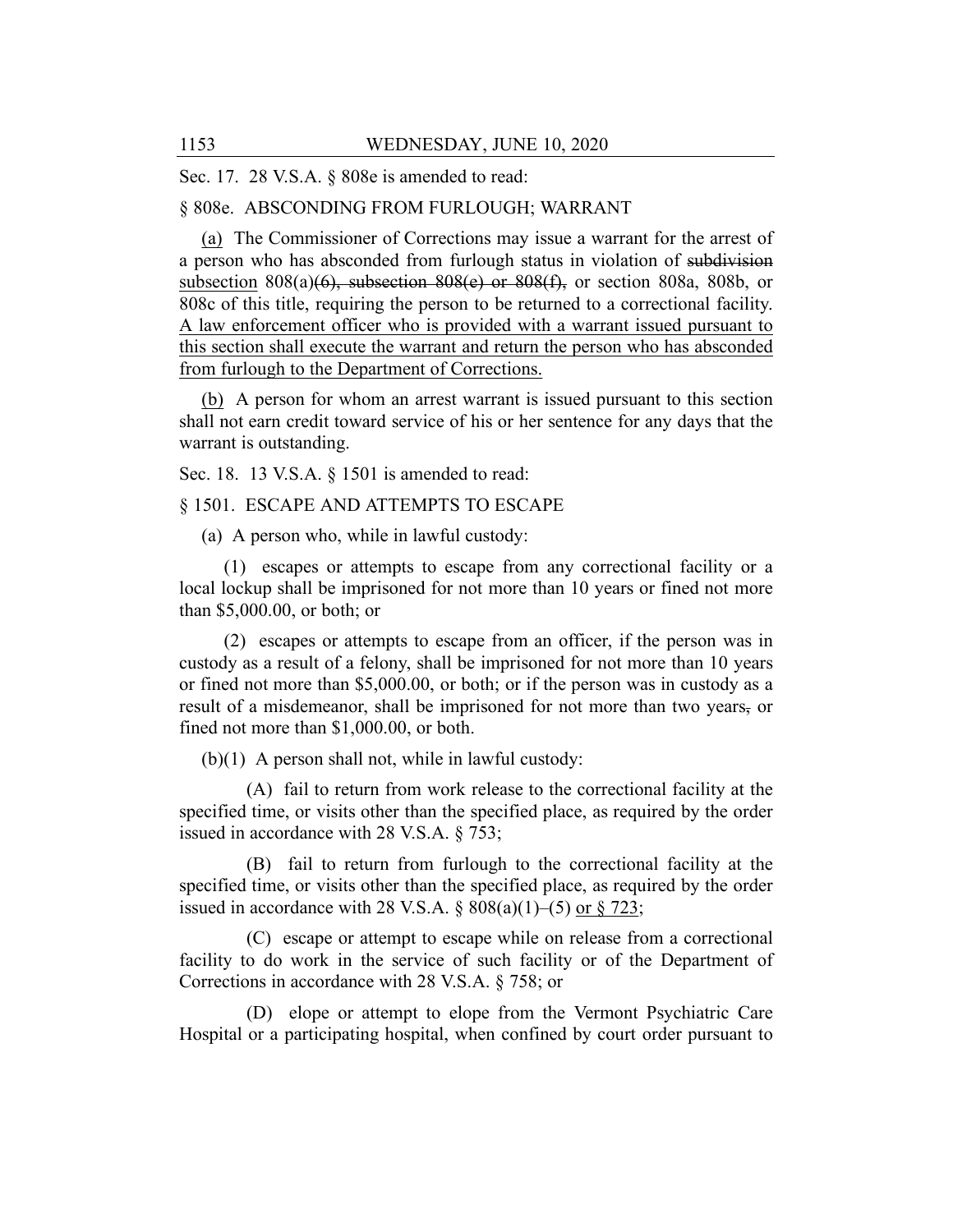Sec. 17. 28 V.S.A. § 808e is amended to read:

§ 808e. ABSCONDING FROM FURLOUGH; WARRANT

(a) The Commissioner of Corrections may issue a warrant for the arrest of a person who has absconded from furlough status in violation of ~~subdivision~~ subsection 808(a)~~(6), subsection 808(e) or 808(f),~~ or section 808a, 808b, or 808c of this title, requiring the person to be returned to a correctional facility. A law enforcement officer who is provided with a warrant issued pursuant to this section shall execute the warrant and return the person who has absconded from furlough to the Department of Corrections.

(b) A person for whom an arrest warrant is issued pursuant to this section shall not earn credit toward service of his or her sentence for any days that the warrant is outstanding.

Sec. 18. 13 V.S.A. § 1501 is amended to read:

§ 1501. ESCAPE AND ATTEMPTS TO ESCAPE

(a) A person who, while in lawful custody:

(1) escapes or attempts to escape from any correctional facility or a local lockup shall be imprisoned for not more than 10 years or fined not more than $5,000.00, or both; or

(2) escapes or attempts to escape from an officer, if the person was in custody as a result of a felony, shall be imprisoned for not more than 10 years or fined not more than $5,000.00, or both; or if the person was in custody as a result of a misdemeanor, shall be imprisoned for not more than two years~~,~~ or fined not more than $1,000.00, or both.

(b)(1) A person shall not, while in lawful custody:

(A) fail to return from work release to the correctional facility at the specified time, or visits other than the specified place, as required by the order issued in accordance with 28 V.S.A. § 753;

(B) fail to return from furlough to the correctional facility at the specified time, or visits other than the specified place, as required by the order issued in accordance with 28 V.S.A. § 808(a)(1)–(5) or § 723;

(C) escape or attempt to escape while on release from a correctional facility to do work in the service of such facility or of the Department of Corrections in accordance with 28 V.S.A. § 758; or

(D) elope or attempt to elope from the Vermont Psychiatric Care Hospital or a participating hospital, when confined by court order pursuant to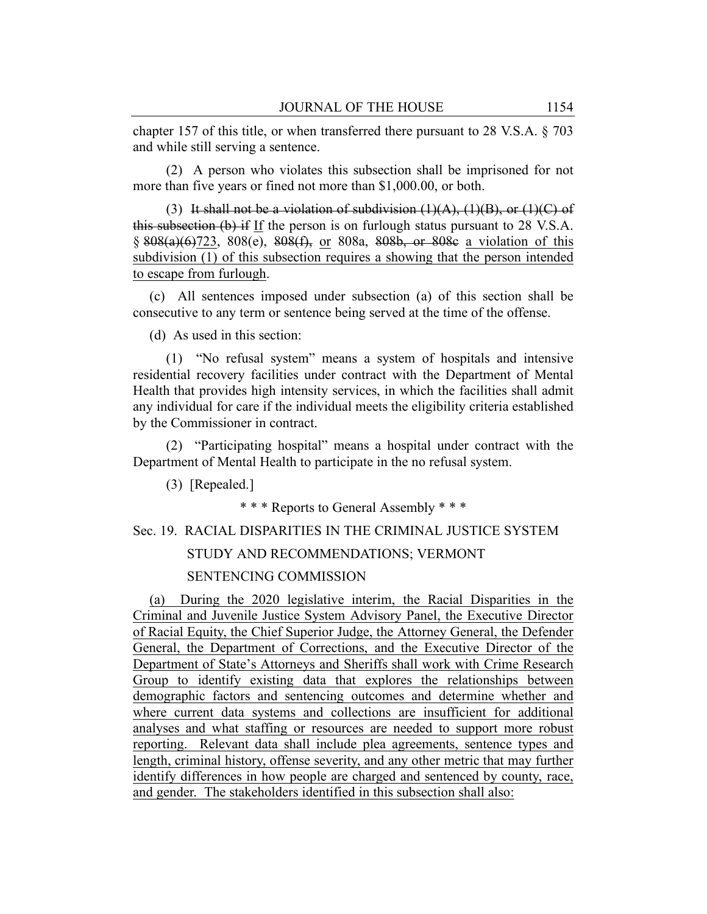chapter 157 of this title, or when transferred there pursuant to 28 V.S.A. § 703 and while still serving a sentence.

(2) A person who violates this subsection shall be imprisoned for not more than five years or fined not more than $1,000.00, or both.

(3) ~~It shall not be a violation of subdivision (1)(A), (1)(B), or (1)(C) of this subsection (b) if~~ If the person is on furlough status pursuant to 28 V.S.A. § ~~808(a)(6)~~723, 808(e), ~~808(f),~~ or 808a, ~~808b, or 808c~~ a violation of this subdivision (1) of this subsection requires a showing that the person intended to escape from furlough.

(c) All sentences imposed under subsection (a) of this section shall be consecutive to any term or sentence being served at the time of the offense.

(d) As used in this section:

(1) "No refusal system" means a system of hospitals and intensive residential recovery facilities under contract with the Department of Mental Health that provides high intensity services, in which the facilities shall admit any individual for care if the individual meets the eligibility criteria established by the Commissioner in contract.

(2) "Participating hospital" means a hospital under contract with the Department of Mental Health to participate in the no refusal system.

(3) [Repealed.]

\* \* \* Reports to General Assembly \* \* \*

Sec. 19. RACIAL DISPARITIES IN THE CRIMINAL JUSTICE SYSTEM STUDY AND RECOMMENDATIONS; VERMONT SENTENCING COMMISSION

(a) During the 2020 legislative interim, the Racial Disparities in the Criminal and Juvenile Justice System Advisory Panel, the Executive Director of Racial Equity, the Chief Superior Judge, the Attorney General, the Defender General, the Department of Corrections, and the Executive Director of the Department of State's Attorneys and Sheriffs shall work with Crime Research Group to identify existing data that explores the relationships between demographic factors and sentencing outcomes and determine whether and where current data systems and collections are insufficient for additional analyses and what staffing or resources are needed to support more robust reporting. Relevant data shall include plea agreements, sentence types and length, criminal history, offense severity, and any other metric that may further identify differences in how people are charged and sentenced by county, race, and gender. The stakeholders identified in this subsection shall also: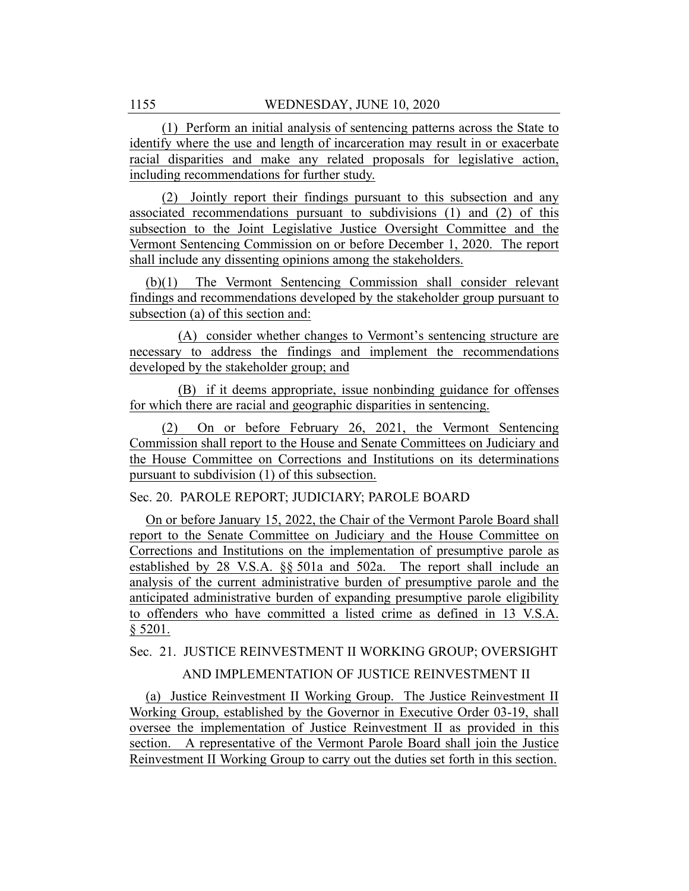(1) Perform an initial analysis of sentencing patterns across the State to identify where the use and length of incarceration may result in or exacerbate racial disparities and make any related proposals for legislative action, including recommendations for further study.

(2) Jointly report their findings pursuant to this subsection and any associated recommendations pursuant to subdivisions (1) and (2) of this subsection to the Joint Legislative Justice Oversight Committee and the Vermont Sentencing Commission on or before December 1, 2020. The report shall include any dissenting opinions among the stakeholders.

(b)(1) The Vermont Sentencing Commission shall consider relevant findings and recommendations developed by the stakeholder group pursuant to subsection (a) of this section and:

(A) consider whether changes to Vermont's sentencing structure are necessary to address the findings and implement the recommendations developed by the stakeholder group; and

(B) if it deems appropriate, issue nonbinding guidance for offenses for which there are racial and geographic disparities in sentencing.

(2) On or before February 26, 2021, the Vermont Sentencing Commission shall report to the House and Senate Committees on Judiciary and the House Committee on Corrections and Institutions on its determinations pursuant to subdivision (1) of this subsection.

Sec. 20. PAROLE REPORT; JUDICIARY; PAROLE BOARD

On or before January 15, 2022, the Chair of the Vermont Parole Board shall report to the Senate Committee on Judiciary and the House Committee on Corrections and Institutions on the implementation of presumptive parole as established by 28 V.S.A. §§ 501a and 502a. The report shall include an analysis of the current administrative burden of presumptive parole and the anticipated administrative burden of expanding presumptive parole eligibility to offenders who have committed a listed crime as defined in 13 V.S.A. § 5201.

Sec. 21. JUSTICE REINVESTMENT II WORKING GROUP; OVERSIGHT AND IMPLEMENTATION OF JUSTICE REINVESTMENT II

(a) Justice Reinvestment II Working Group. The Justice Reinvestment II Working Group, established by the Governor in Executive Order 03-19, shall oversee the implementation of Justice Reinvestment II as provided in this section. A representative of the Vermont Parole Board shall join the Justice Reinvestment II Working Group to carry out the duties set forth in this section.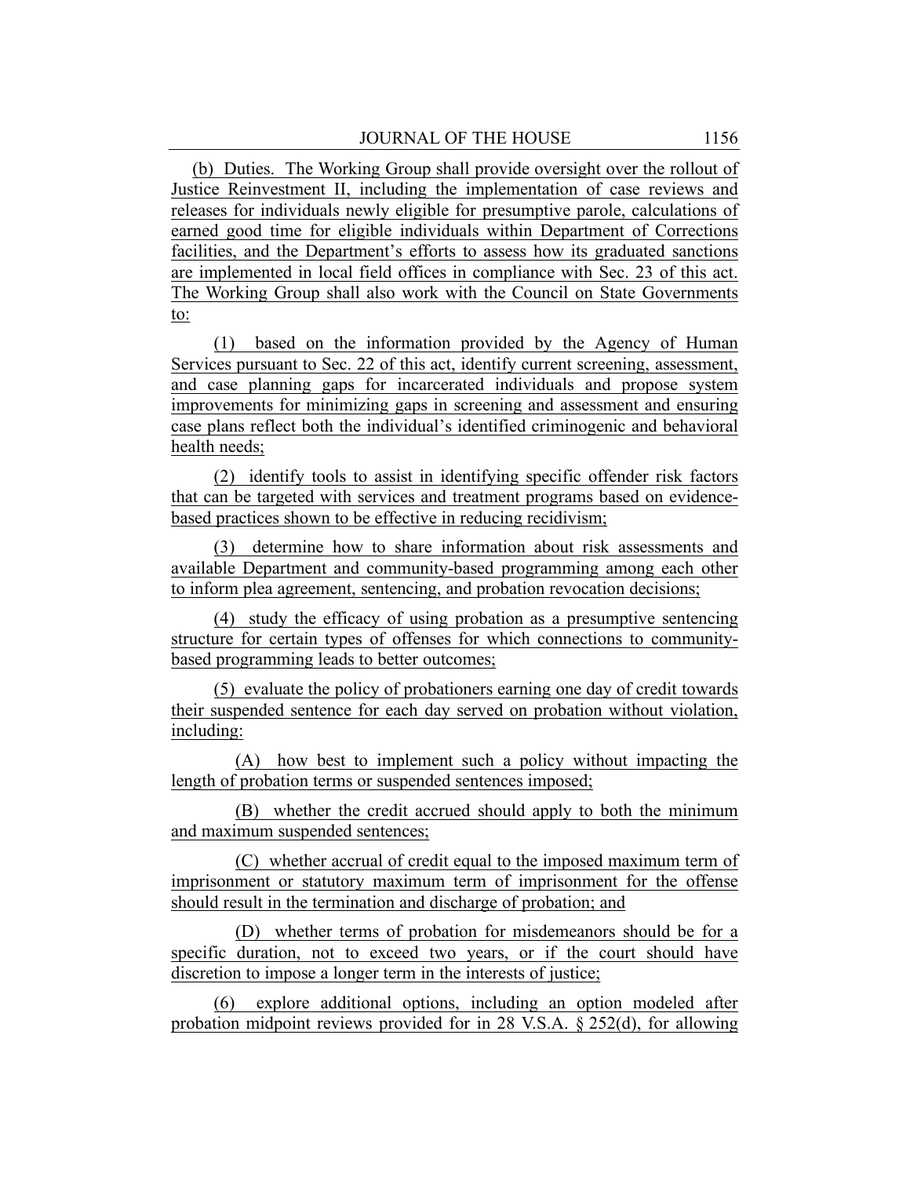(b) Duties. The Working Group shall provide oversight over the rollout of Justice Reinvestment II, including the implementation of case reviews and releases for individuals newly eligible for presumptive parole, calculations of earned good time for eligible individuals within Department of Corrections facilities, and the Department's efforts to assess how its graduated sanctions are implemented in local field offices in compliance with Sec. 23 of this act. The Working Group shall also work with the Council on State Governments to:

(1) based on the information provided by the Agency of Human Services pursuant to Sec. 22 of this act, identify current screening, assessment, and case planning gaps for incarcerated individuals and propose system improvements for minimizing gaps in screening and assessment and ensuring case plans reflect both the individual's identified criminogenic and behavioral health needs;

(2) identify tools to assist in identifying specific offender risk factors that can be targeted with services and treatment programs based on evidence-based practices shown to be effective in reducing recidivism;

(3) determine how to share information about risk assessments and available Department and community-based programming among each other to inform plea agreement, sentencing, and probation revocation decisions;

(4) study the efficacy of using probation as a presumptive sentencing structure for certain types of offenses for which connections to community-based programming leads to better outcomes;

(5) evaluate the policy of probationers earning one day of credit towards their suspended sentence for each day served on probation without violation, including:

(A) how best to implement such a policy without impacting the length of probation terms or suspended sentences imposed;

(B) whether the credit accrued should apply to both the minimum and maximum suspended sentences;

(C) whether accrual of credit equal to the imposed maximum term of imprisonment or statutory maximum term of imprisonment for the offense should result in the termination and discharge of probation; and

(D) whether terms of probation for misdemeanors should be for a specific duration, not to exceed two years, or if the court should have discretion to impose a longer term in the interests of justice;

(6) explore additional options, including an option modeled after probation midpoint reviews provided for in 28 V.S.A. § 252(d), for allowing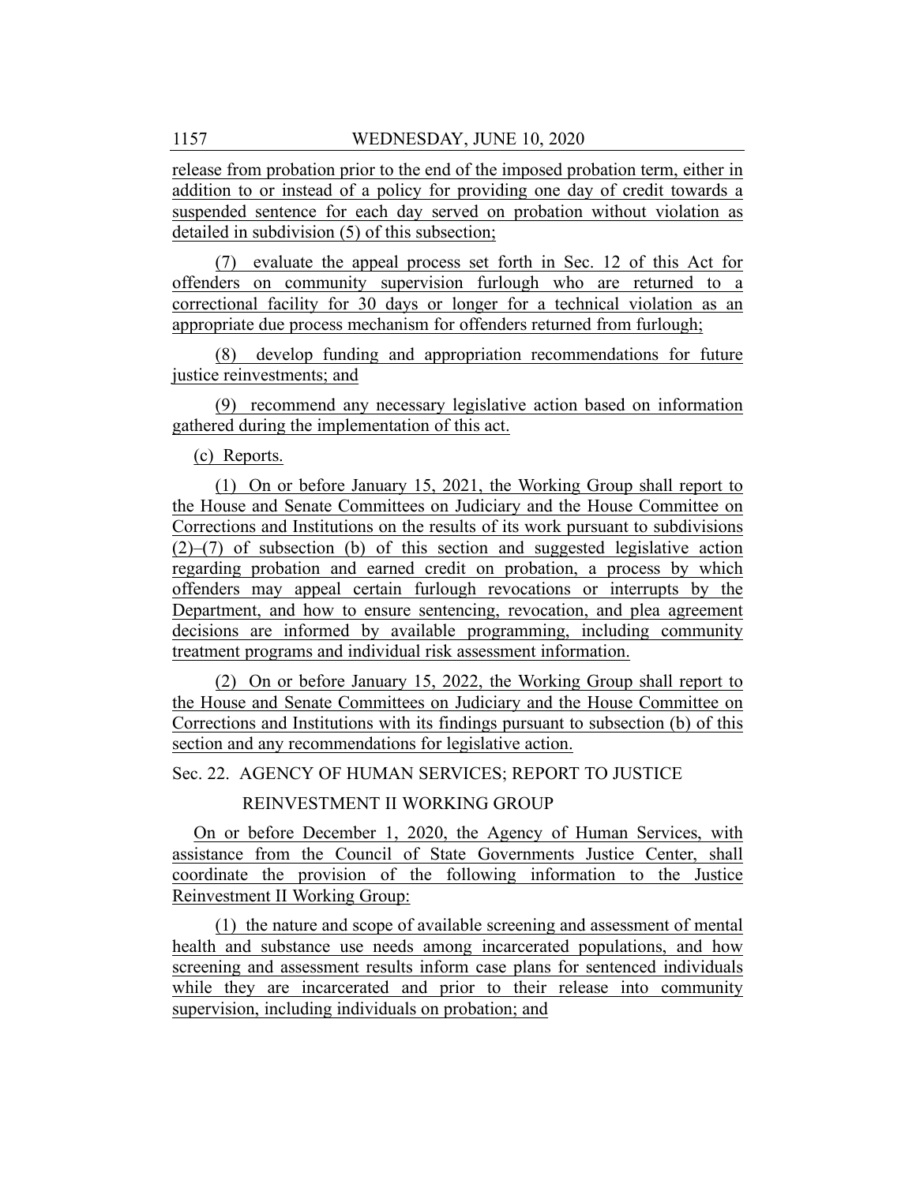release from probation prior to the end of the imposed probation term, either in addition to or instead of a policy for providing one day of credit towards a suspended sentence for each day served on probation without violation as detailed in subdivision (5) of this subsection;

(7) evaluate the appeal process set forth in Sec. 12 of this Act for offenders on community supervision furlough who are returned to a correctional facility for 30 days or longer for a technical violation as an appropriate due process mechanism for offenders returned from furlough;

(8) develop funding and appropriation recommendations for future justice reinvestments; and

(9) recommend any necessary legislative action based on information gathered during the implementation of this act.

(c) Reports.

(1) On or before January 15, 2021, the Working Group shall report to the House and Senate Committees on Judiciary and the House Committee on Corrections and Institutions on the results of its work pursuant to subdivisions (2)–(7) of subsection (b) of this section and suggested legislative action regarding probation and earned credit on probation, a process by which offenders may appeal certain furlough revocations or interrupts by the Department, and how to ensure sentencing, revocation, and plea agreement decisions are informed by available programming, including community treatment programs and individual risk assessment information.

(2) On or before January 15, 2022, the Working Group shall report to the House and Senate Committees on Judiciary and the House Committee on Corrections and Institutions with its findings pursuant to subsection (b) of this section and any recommendations for legislative action.

Sec. 22. AGENCY OF HUMAN SERVICES; REPORT TO JUSTICE REINVESTMENT II WORKING GROUP

On or before December 1, 2020, the Agency of Human Services, with assistance from the Council of State Governments Justice Center, shall coordinate the provision of the following information to the Justice Reinvestment II Working Group:

(1) the nature and scope of available screening and assessment of mental health and substance use needs among incarcerated populations, and how screening and assessment results inform case plans for sentenced individuals while they are incarcerated and prior to their release into community supervision, including individuals on probation; and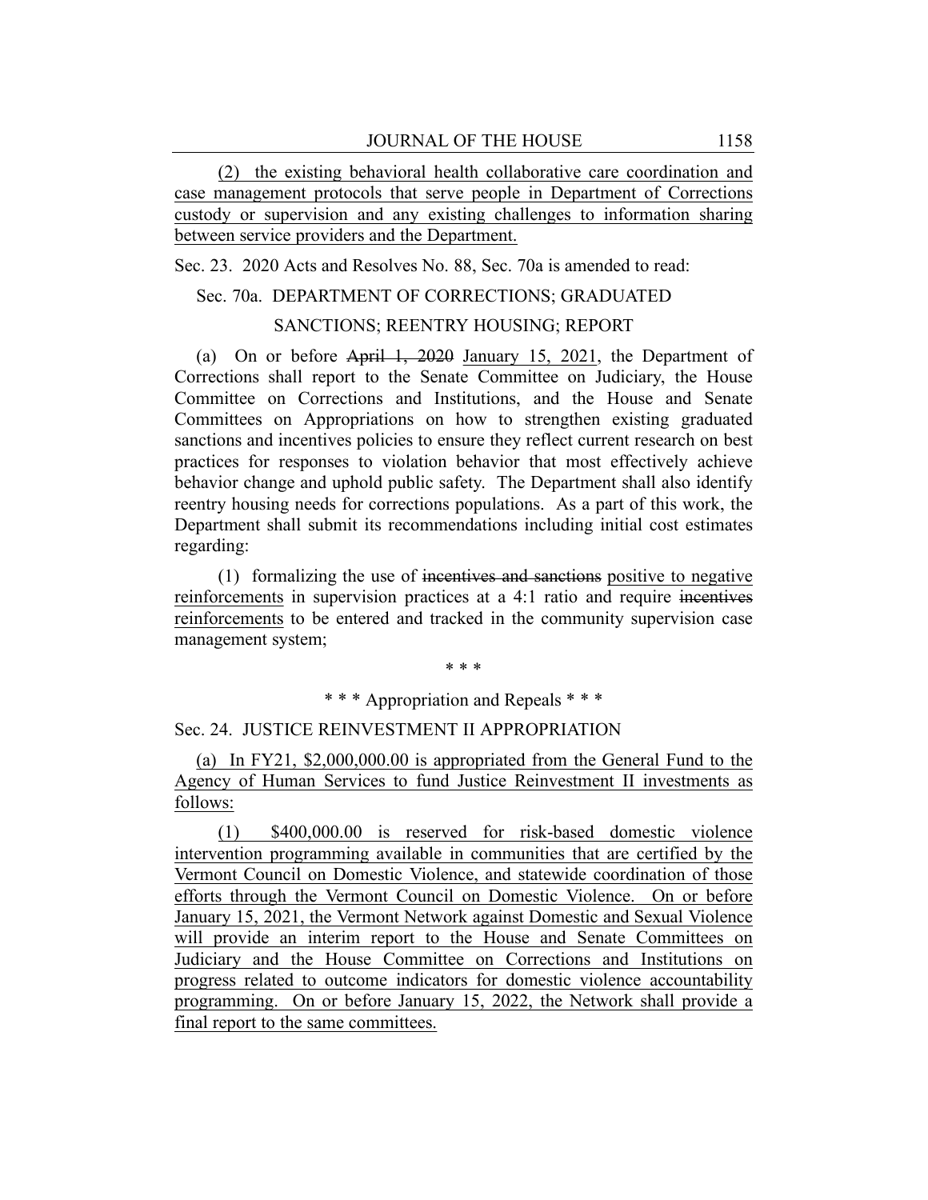(2) the existing behavioral health collaborative care coordination and case management protocols that serve people in Department of Corrections custody or supervision and any existing challenges to information sharing between service providers and the Department.

Sec. 23. 2020 Acts and Resolves No. 88, Sec. 70a is amended to read:

Sec. 70a. DEPARTMENT OF CORRECTIONS; GRADUATED SANCTIONS; REENTRY HOUSING; REPORT

(a) On or before ~~April 1, 2020~~ January 15, 2021, the Department of Corrections shall report to the Senate Committee on Judiciary, the House Committee on Corrections and Institutions, and the House and Senate Committees on Appropriations on how to strengthen existing graduated sanctions and incentives policies to ensure they reflect current research on best practices for responses to violation behavior that most effectively achieve behavior change and uphold public safety. The Department shall also identify reentry housing needs for corrections populations. As a part of this work, the Department shall submit its recommendations including initial cost estimates regarding:

(1) formalizing the use of ~~incentives and sanctions~~ positive to negative reinforcements in supervision practices at a 4:1 ratio and require ~~incentives~~ reinforcements to be entered and tracked in the community supervision case management system;

\* \* \*

\* \* \* Appropriation and Repeals \* \* \*

Sec. 24. JUSTICE REINVESTMENT II APPROPRIATION

(a) In FY21, $2,000,000.00 is appropriated from the General Fund to the Agency of Human Services to fund Justice Reinvestment II investments as follows:

(1) $400,000.00 is reserved for risk-based domestic violence intervention programming available in communities that are certified by the Vermont Council on Domestic Violence, and statewide coordination of those efforts through the Vermont Council on Domestic Violence. On or before January 15, 2021, the Vermont Network against Domestic and Sexual Violence will provide an interim report to the House and Senate Committees on Judiciary and the House Committee on Corrections and Institutions on progress related to outcome indicators for domestic violence accountability programming. On or before January 15, 2022, the Network shall provide a final report to the same committees.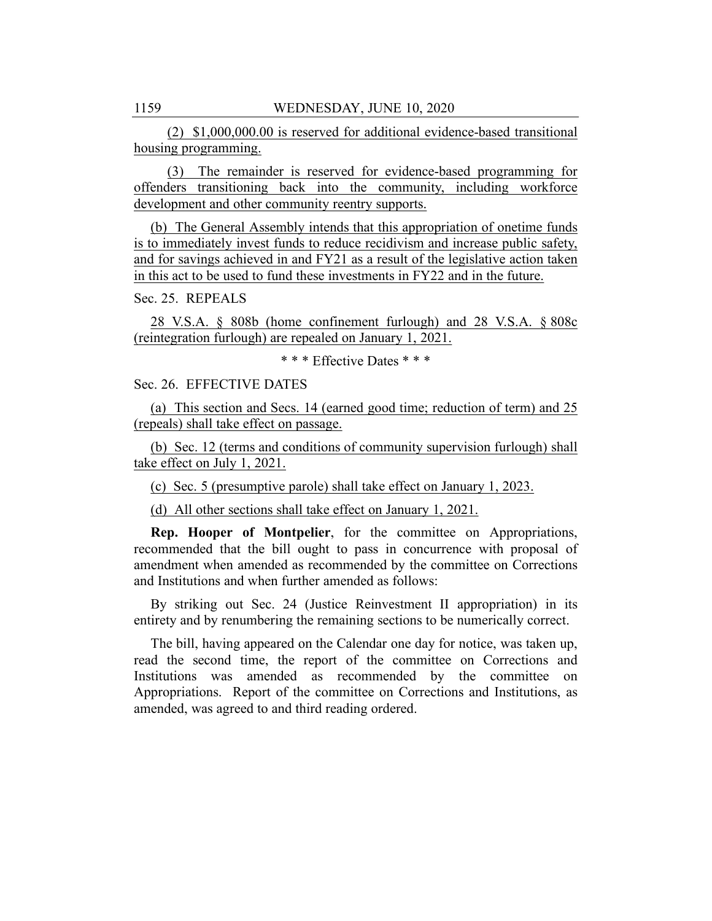(2) $1,000,000.00 is reserved for additional evidence-based transitional housing programming.

(3) The remainder is reserved for evidence-based programming for offenders transitioning back into the community, including workforce development and other community reentry supports.

(b) The General Assembly intends that this appropriation of onetime funds is to immediately invest funds to reduce recidivism and increase public safety, and for savings achieved in and FY21 as a result of the legislative action taken in this act to be used to fund these investments in FY22 and in the future.

Sec. 25. REPEALS

28 V.S.A. § 808b (home confinement furlough) and 28 V.S.A. § 808c (reintegration furlough) are repealed on January 1, 2021.

\* \* \* Effective Dates \* \* \*

Sec. 26. EFFECTIVE DATES

(a) This section and Secs. 14 (earned good time; reduction of term) and 25 (repeals) shall take effect on passage.

(b) Sec. 12 (terms and conditions of community supervision furlough) shall take effect on July 1, 2021.

(c) Sec. 5 (presumptive parole) shall take effect on January 1, 2023.

(d) All other sections shall take effect on January 1, 2021.

**Rep. Hooper of Montpelier**, for the committee on Appropriations, recommended that the bill ought to pass in concurrence with proposal of amendment when amended as recommended by the committee on Corrections and Institutions and when further amended as follows:

By striking out Sec. 24 (Justice Reinvestment II appropriation) in its entirety and by renumbering the remaining sections to be numerically correct.

The bill, having appeared on the Calendar one day for notice, was taken up, read the second time, the report of the committee on Corrections and Institutions was amended as recommended by the committee on Appropriations. Report of the committee on Corrections and Institutions, as amended, was agreed to and third reading ordered.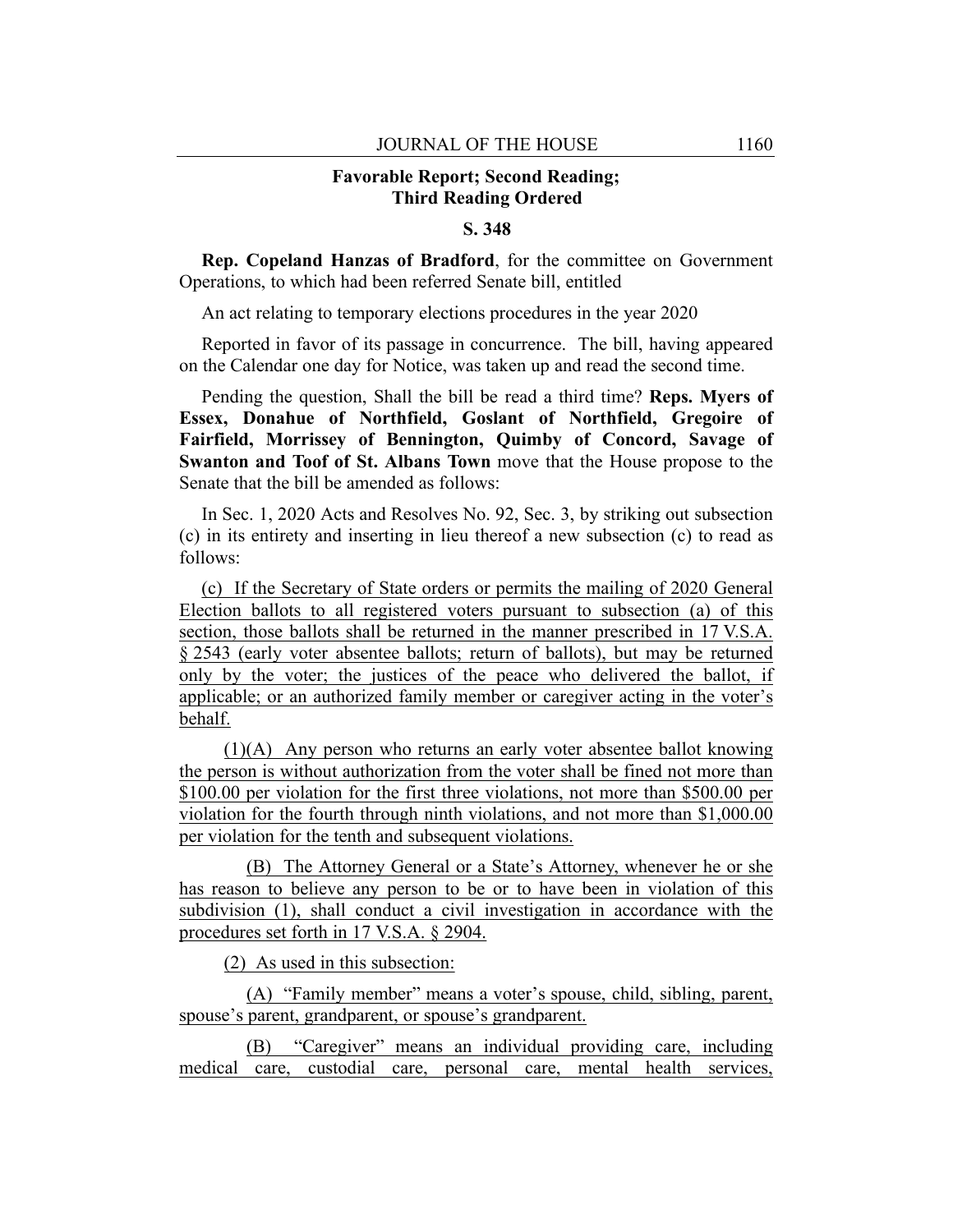## Favorable Report; Second Reading; Third Reading Ordered

### S. 348

**Rep. Copeland Hanzas of Bradford**, for the committee on Government Operations, to which had been referred Senate bill, entitled

An act relating to temporary elections procedures in the year 2020

Reported in favor of its passage in concurrence. The bill, having appeared on the Calendar one day for Notice, was taken up and read the second time.

Pending the question, Shall the bill be read a third time? **Reps. Myers of Essex, Donahue of Northfield, Goslant of Northfield, Gregoire of Fairfield, Morrissey of Bennington, Quimby of Concord, Savage of Swanton and Toof of St. Albans Town** move that the House propose to the Senate that the bill be amended as follows:

In Sec. 1, 2020 Acts and Resolves No. 92, Sec. 3, by striking out subsection (c) in its entirety and inserting in lieu thereof a new subsection (c) to read as follows:

(c) If the Secretary of State orders or permits the mailing of 2020 General Election ballots to all registered voters pursuant to subsection (a) of this section, those ballots shall be returned in the manner prescribed in 17 V.S.A. § 2543 (early voter absentee ballots; return of ballots), but may be returned only by the voter; the justices of the peace who delivered the ballot, if applicable; or an authorized family member or caregiver acting in the voter's behalf.

(1)(A) Any person who returns an early voter absentee ballot knowing the person is without authorization from the voter shall be fined not more than $100.00 per violation for the first three violations, not more than $500.00 per violation for the fourth through ninth violations, and not more than $1,000.00 per violation for the tenth and subsequent violations.

(B) The Attorney General or a State's Attorney, whenever he or she has reason to believe any person to be or to have been in violation of this subdivision (1), shall conduct a civil investigation in accordance with the procedures set forth in 17 V.S.A. § 2904.

(2) As used in this subsection:

(A) "Family member" means a voter's spouse, child, sibling, parent, spouse's parent, grandparent, or spouse's grandparent.

(B) "Caregiver" means an individual providing care, including medical care, custodial care, personal care, mental health services,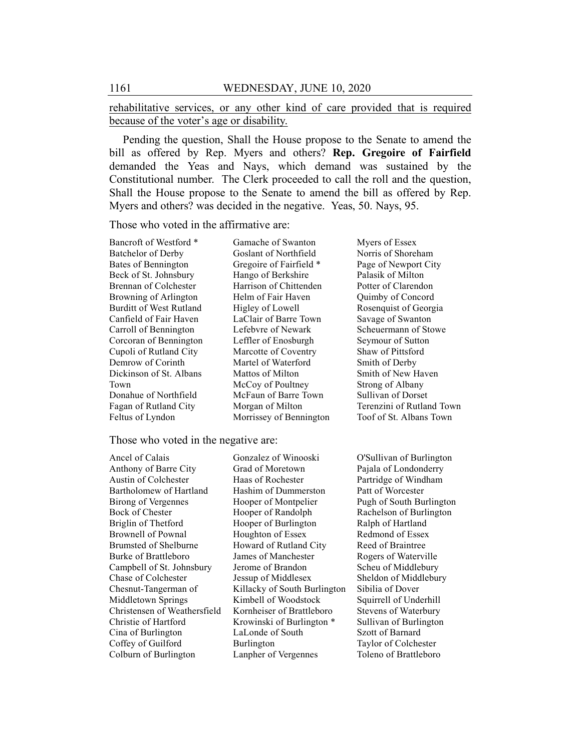rehabilitative services, or any other kind of care provided that is required because of the voter's age or disability.

Pending the question, Shall the House propose to the Senate to amend the bill as offered by Rep. Myers and others? **Rep. Gregoire of Fairfield** demanded the Yeas and Nays, which demand was sustained by the Constitutional number. The Clerk proceeded to call the roll and the question, Shall the House propose to the Senate to amend the bill as offered by Rep. Myers and others? was decided in the negative. Yeas, 50. Nays, 95.

Those who voted in the affirmative are:

Bancroft of Westford *
Batchelor of Derby
Bates of Bennington
Beck of St. Johnsbury
Brennan of Colchester
Browning of Arlington
Burditt of West Rutland
Canfield of Fair Haven
Carroll of Bennington
Corcoran of Bennington
Cupoli of Rutland City
Demrow of Corinth
Dickinson of St. Albans Town
Donahue of Northfield
Fagan of Rutland City
Feltus of Lyndon
Gamache of Swanton
Goslant of Northfield
Gregoire of Fairfield *
Hango of Berkshire
Harrison of Chittenden
Helm of Fair Haven
Higley of Lowell
LaClair of Barre Town
Lefebvre of Newark
Leffler of Enosburgh
Marcotte of Coventry
Martel of Waterford
Mattos of Milton
McCoy of Poultney
McFaun of Barre Town
Morgan of Milton
Morrissey of Bennington
Myers of Essex
Norris of Shoreham
Page of Newport City
Palasik of Milton
Potter of Clarendon
Quimby of Concord
Rosenquist of Georgia
Savage of Swanton
Scheuermann of Stowe
Seymour of Sutton
Shaw of Pittsford
Smith of Derby
Smith of New Haven
Strong of Albany
Sullivan of Dorset
Terenzini of Rutland Town
Toof of St. Albans Town

Those who voted in the negative are:

Ancel of Calais
Anthony of Barre City
Austin of Colchester
Bartholomew of Hartland
Birong of Vergennes
Bock of Chester
Briglin of Thetford
Brownell of Pownal
Brumsted of Shelburne
Burke of Brattleboro
Campbell of St. Johnsbury
Chase of Colchester
Chesnut-Tangerman of Middletown Springs
Christensen of Weathersfield
Christie of Hartford
Cina of Burlington
Coffey of Guilford
Colburn of Burlington
Gonzalez of Winooski
Grad of Moretown
Haas of Rochester
Hashim of Dummerston
Hooper of Montpelier
Hooper of Randolph
Hooper of Burlington
Houghton of Essex
Howard of Rutland City
James of Manchester
Jerome of Brandon
Jessup of Middlesex
Killacky of South Burlington
Kimbell of Woodstock
Kornheiser of Brattleboro
Krowinski of Burlington *
LaLonde of South Burlington
Lanpher of Vergennes
O'Sullivan of Burlington
Pajala of Londonderry
Partridge of Windham
Patt of Worcester
Pugh of South Burlington
Rachelson of Burlington
Ralph of Hartland
Redmond of Essex
Reed of Braintree
Rogers of Waterville
Scheu of Middlebury
Sheldon of Middlebury
Sibilia of Dover
Squirrell of Underhill
Stevens of Waterbury
Sullivan of Burlington
Szott of Barnard
Taylor of Colchester
Toleno of Brattleboro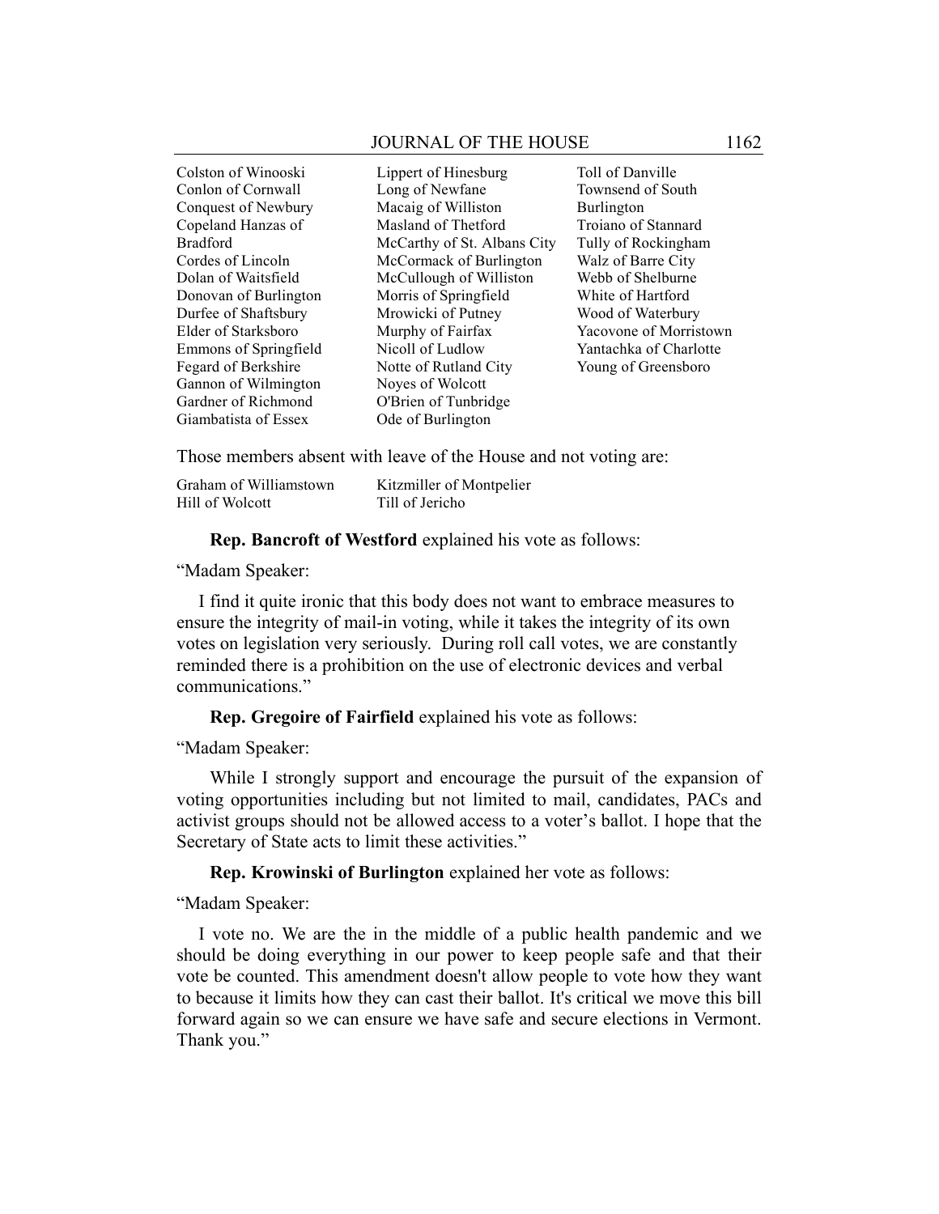Colston of Winooski
Conlon of Cornwall
Conquest of Newbury
Copeland Hanzas of Bradford
Cordes of Lincoln
Dolan of Waitsfield
Donovan of Burlington
Durfee of Shaftsbury
Elder of Starksboro
Emmons of Springfield
Fegard of Berkshire
Gannon of Wilmington
Gardner of Richmond
Giambatista of Essex
Lippert of Hinesburg
Long of Newfane
Macaig of Williston
Masland of Thetford
McCarthy of St. Albans City
McCormack of Burlington
McCullough of Williston
Morris of Springfield
Mrowicki of Putney
Murphy of Fairfax
Nicoll of Ludlow
Notte of Rutland City
Noyes of Wolcott
O'Brien of Tunbridge
Ode of Burlington
Toll of Danville
Townsend of South Burlington
Troiano of Stannard
Tully of Rockingham
Walz of Barre City
Webb of Shelburne
White of Hartford
Wood of Waterbury
Yacovone of Morristown
Yantachka of Charlotte
Young of Greensboro

Those members absent with leave of the House and not voting are:

Graham of Williamstown
Hill of Wolcott
Kitzmiller of Montpelier
Till of Jericho

**Rep. Bancroft of Westford** explained his vote as follows:

"Madam Speaker:

I find it quite ironic that this body does not want to embrace measures to ensure the integrity of mail-in voting, while it takes the integrity of its own votes on legislation very seriously. During roll call votes, we are constantly reminded there is a prohibition on the use of electronic devices and verbal communications."

**Rep. Gregoire of Fairfield** explained his vote as follows:

"Madam Speaker:

While I strongly support and encourage the pursuit of the expansion of voting opportunities including but not limited to mail, candidates, PACs and activist groups should not be allowed access to a voter's ballot. I hope that the Secretary of State acts to limit these activities."

**Rep. Krowinski of Burlington** explained her vote as follows:

"Madam Speaker:

I vote no. We are the in the middle of a public health pandemic and we should be doing everything in our power to keep people safe and that their vote be counted. This amendment doesn't allow people to vote how they want to because it limits how they can cast their ballot. It's critical we move this bill forward again so we can ensure we have safe and secure elections in Vermont. Thank you."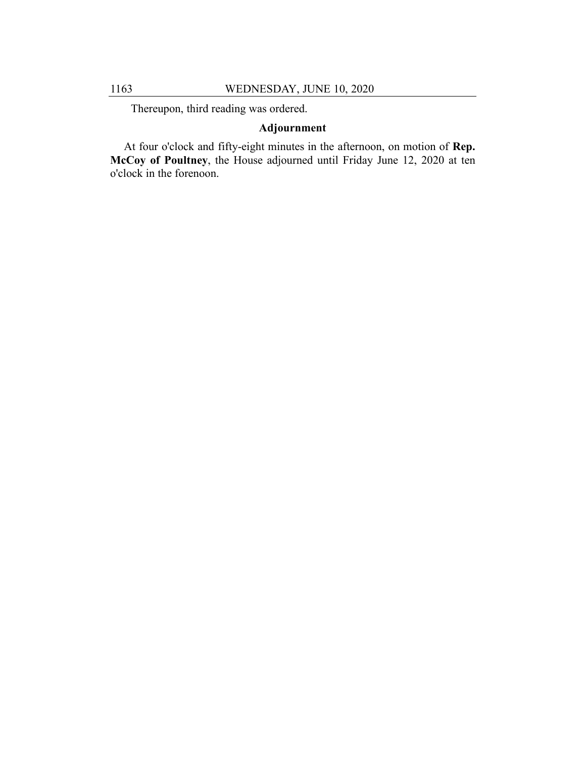Thereupon, third reading was ordered.

## Adjournment

At four o'clock and fifty-eight minutes in the afternoon, on motion of **Rep. McCoy of Poultney**, the House adjourned until Friday June 12, 2020 at ten o'clock in the forenoon.